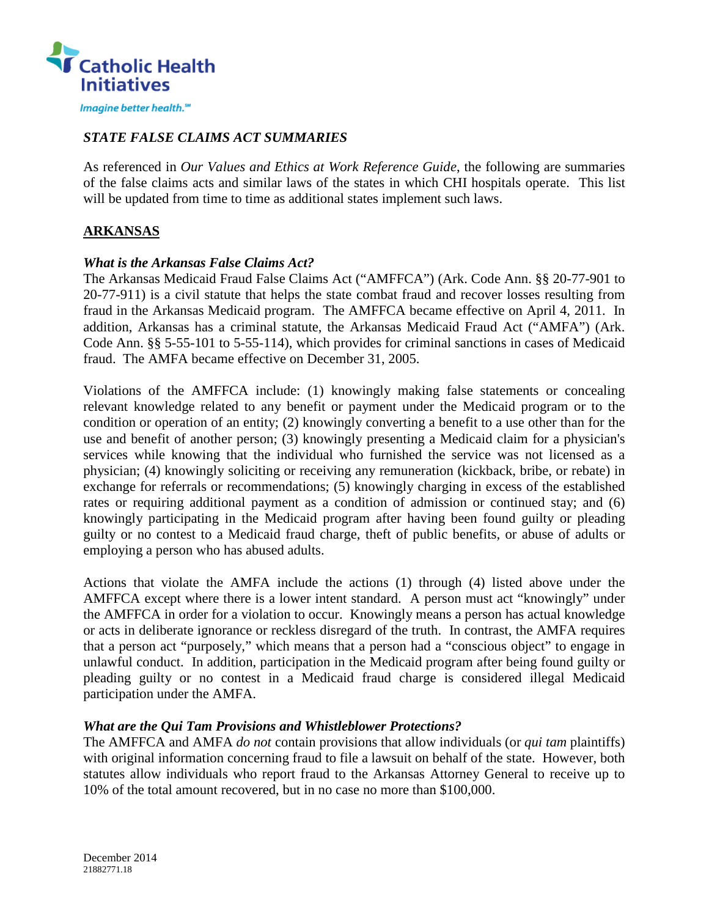Catholic Health Initiatives

*Imagine better health.℠*

### *STATE FALSE CLAIMS ACT SUMMARIES*

As referenced in *Our Values and Ethics at Work Reference Guide*, the following are summaries of the false claims acts and similar laws of the states in which CHI hospitals operate. This list will be updated from time to time as additional states implement such laws.

## ARKANSAS

### *What is the Arkansas False Claims Act?*

The Arkansas Medicaid Fraud False Claims Act ("AMFFCA") (Ark. Code Ann. §§ 20-77-901 to 20-77-911) is a civil statute that helps the state combat fraud and recover losses resulting from fraud in the Arkansas Medicaid program. The AMFFCA became effective on April 4, 2011. In addition, Arkansas has a criminal statute, the Arkansas Medicaid Fraud Act ("AMFA") (Ark. Code Ann. §§ 5-55-101 to 5-55-114), which provides for criminal sanctions in cases of Medicaid fraud. The AMFA became effective on December 31, 2005.

Violations of the AMFFCA include: (1) knowingly making false statements or concealing relevant knowledge related to any benefit or payment under the Medicaid program or to the condition or operation of an entity; (2) knowingly converting a benefit to a use other than for the use and benefit of another person; (3) knowingly presenting a Medicaid claim for a physician's services while knowing that the individual who furnished the service was not licensed as a physician; (4) knowingly soliciting or receiving any remuneration (kickback, bribe, or rebate) in exchange for referrals or recommendations; (5) knowingly charging in excess of the established rates or requiring additional payment as a condition of admission or continued stay; and (6) knowingly participating in the Medicaid program after having been found guilty or pleading guilty or no contest to a Medicaid fraud charge, theft of public benefits, or abuse of adults or employing a person who has abused adults.

Actions that violate the AMFA include the actions (1) through (4) listed above under the AMFFCA except where there is a lower intent standard. A person must act "knowingly" under the AMFFCA in order for a violation to occur. Knowingly means a person has actual knowledge or acts in deliberate ignorance or reckless disregard of the truth. In contrast, the AMFA requires that a person act "purposely," which means that a person had a "conscious object" to engage in unlawful conduct. In addition, participation in the Medicaid program after being found guilty or pleading guilty or no contest in a Medicaid fraud charge is considered illegal Medicaid participation under the AMFA.

### *What are the Qui Tam Provisions and Whistleblower Protections?*

The AMFFCA and AMFA *do not* contain provisions that allow individuals (or *qui tam* plaintiffs) with original information concerning fraud to file a lawsuit on behalf of the state. However, both statutes allow individuals who report fraud to the Arkansas Attorney General to receive up to 10% of the total amount recovered, but in no case no more than $100,000.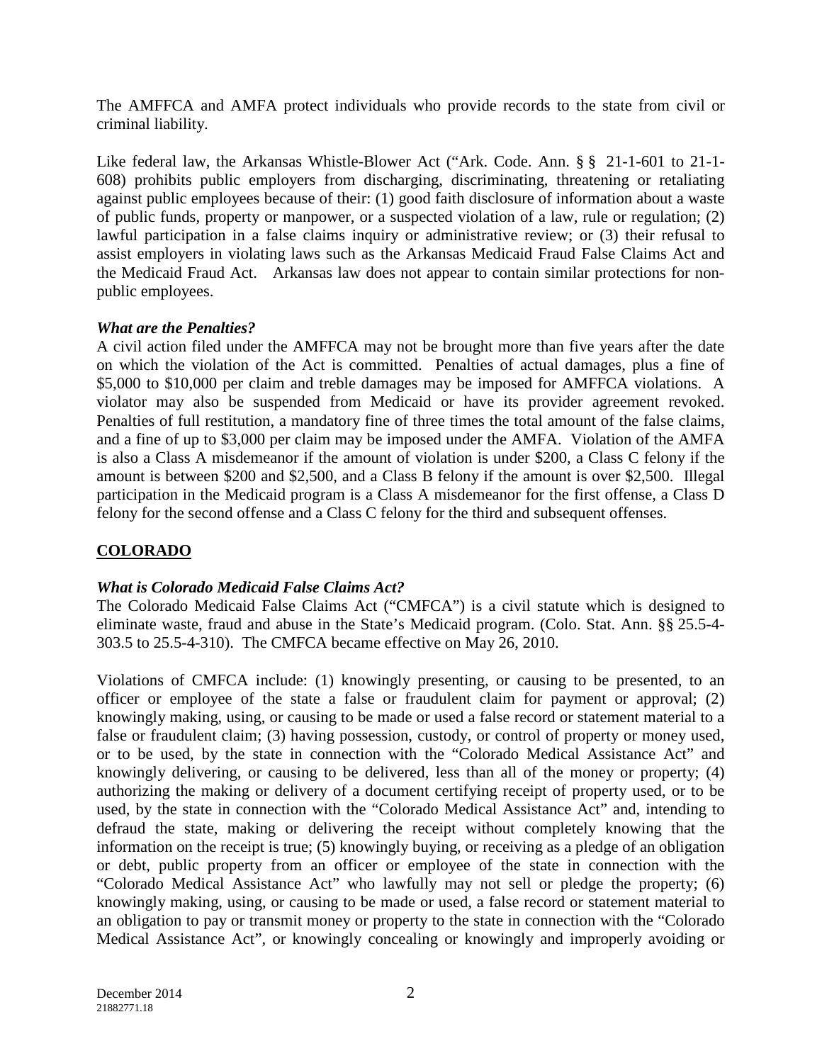The AMFFCA and AMFA protect individuals who provide records to the state from civil or criminal liability.

Like federal law, the Arkansas Whistle-Blower Act ("Ark. Code. Ann. § § 21-1-601 to 21-1-608) prohibits public employers from discharging, discriminating, threatening or retaliating against public employees because of their: (1) good faith disclosure of information about a waste of public funds, property or manpower, or a suspected violation of a law, rule or regulation; (2) lawful participation in a false claims inquiry or administrative review; or (3) their refusal to assist employers in violating laws such as the Arkansas Medicaid Fraud False Claims Act and the Medicaid Fraud Act. Arkansas law does not appear to contain similar protections for non-public employees.

***What are the Penalties?***

A civil action filed under the AMFFCA may not be brought more than five years after the date on which the violation of the Act is committed. Penalties of actual damages, plus a fine of $5,000 to $10,000 per claim and treble damages may be imposed for AMFFCA violations. A violator may also be suspended from Medicaid or have its provider agreement revoked. Penalties of full restitution, a mandatory fine of three times the total amount of the false claims, and a fine of up to $3,000 per claim may be imposed under the AMFA. Violation of the AMFA is also a Class A misdemeanor if the amount of violation is under $200, a Class C felony if the amount is between $200 and $2,500, and a Class B felony if the amount is over $2,500. Illegal participation in the Medicaid program is a Class A misdemeanor for the first offense, a Class D felony for the second offense and a Class C felony for the third and subsequent offenses.

## COLORADO

***What is Colorado Medicaid False Claims Act?***

The Colorado Medicaid False Claims Act ("CMFCA") is a civil statute which is designed to eliminate waste, fraud and abuse in the State's Medicaid program. (Colo. Stat. Ann. §§ 25.5-4-303.5 to 25.5-4-310). The CMFCA became effective on May 26, 2010.

Violations of CMFCA include: (1) knowingly presenting, or causing to be presented, to an officer or employee of the state a false or fraudulent claim for payment or approval; (2) knowingly making, using, or causing to be made or used a false record or statement material to a false or fraudulent claim; (3) having possession, custody, or control of property or money used, or to be used, by the state in connection with the "Colorado Medical Assistance Act" and knowingly delivering, or causing to be delivered, less than all of the money or property; (4) authorizing the making or delivery of a document certifying receipt of property used, or to be used, by the state in connection with the "Colorado Medical Assistance Act" and, intending to defraud the state, making or delivering the receipt without completely knowing that the information on the receipt is true; (5) knowingly buying, or receiving as a pledge of an obligation or debt, public property from an officer or employee of the state in connection with the "Colorado Medical Assistance Act" who lawfully may not sell or pledge the property; (6) knowingly making, using, or causing to be made or used, a false record or statement material to an obligation to pay or transmit money or property to the state in connection with the "Colorado Medical Assistance Act", or knowingly concealing or knowingly and improperly avoiding or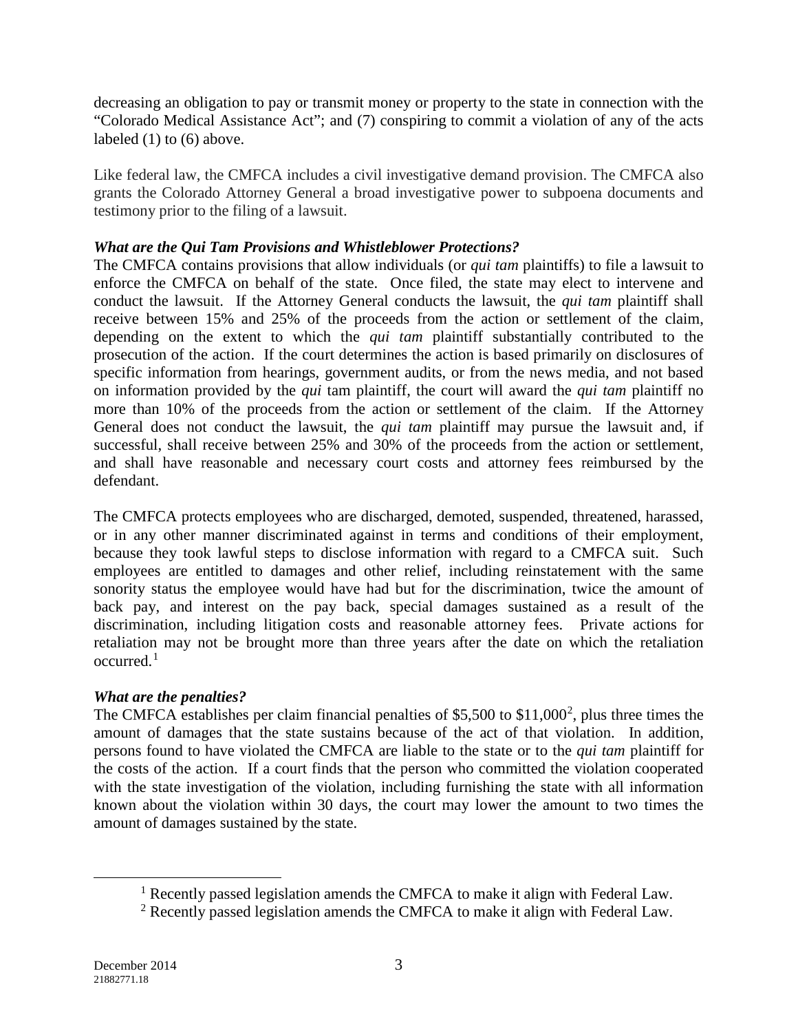decreasing an obligation to pay or transmit money or property to the state in connection with the "Colorado Medical Assistance Act"; and (7) conspiring to commit a violation of any of the acts labeled (1) to (6) above.

Like federal law, the CMFCA includes a civil investigative demand provision. The CMFCA also grants the Colorado Attorney General a broad investigative power to subpoena documents and testimony prior to the filing of a lawsuit.

***What are the Qui Tam Provisions and Whistleblower Protections?***

The CMFCA contains provisions that allow individuals (or *qui tam* plaintiffs) to file a lawsuit to enforce the CMFCA on behalf of the state. Once filed, the state may elect to intervene and conduct the lawsuit. If the Attorney General conducts the lawsuit, the *qui tam* plaintiff shall receive between 15% and 25% of the proceeds from the action or settlement of the claim, depending on the extent to which the *qui tam* plaintiff substantially contributed to the prosecution of the action. If the court determines the action is based primarily on disclosures of specific information from hearings, government audits, or from the news media, and not based on information provided by the *qui* tam plaintiff, the court will award the *qui tam* plaintiff no more than 10% of the proceeds from the action or settlement of the claim. If the Attorney General does not conduct the lawsuit, the *qui tam* plaintiff may pursue the lawsuit and, if successful, shall receive between 25% and 30% of the proceeds from the action or settlement, and shall have reasonable and necessary court costs and attorney fees reimbursed by the defendant.

The CMFCA protects employees who are discharged, demoted, suspended, threatened, harassed, or in any other manner discriminated against in terms and conditions of their employment, because they took lawful steps to disclose information with regard to a CMFCA suit. Such employees are entitled to damages and other relief, including reinstatement with the same sonority status the employee would have had but for the discrimination, twice the amount of back pay, and interest on the pay back, special damages sustained as a result of the discrimination, including litigation costs and reasonable attorney fees. Private actions for retaliation may not be brought more than three years after the date on which the retaliation occurred.[1]

***What are the penalties?***

The CMFCA establishes per claim financial penalties of $5,500 to $11,000[2], plus three times the amount of damages that the state sustains because of the act of that violation. In addition, persons found to have violated the CMFCA are liable to the state or to the *qui tam* plaintiff for the costs of the action. If a court finds that the person who committed the violation cooperated with the state investigation of the violation, including furnishing the state with all information known about the violation within 30 days, the court may lower the amount to two times the amount of damages sustained by the state.

[1] Recently passed legislation amends the CMFCA to make it align with Federal Law.

[2] Recently passed legislation amends the CMFCA to make it align with Federal Law.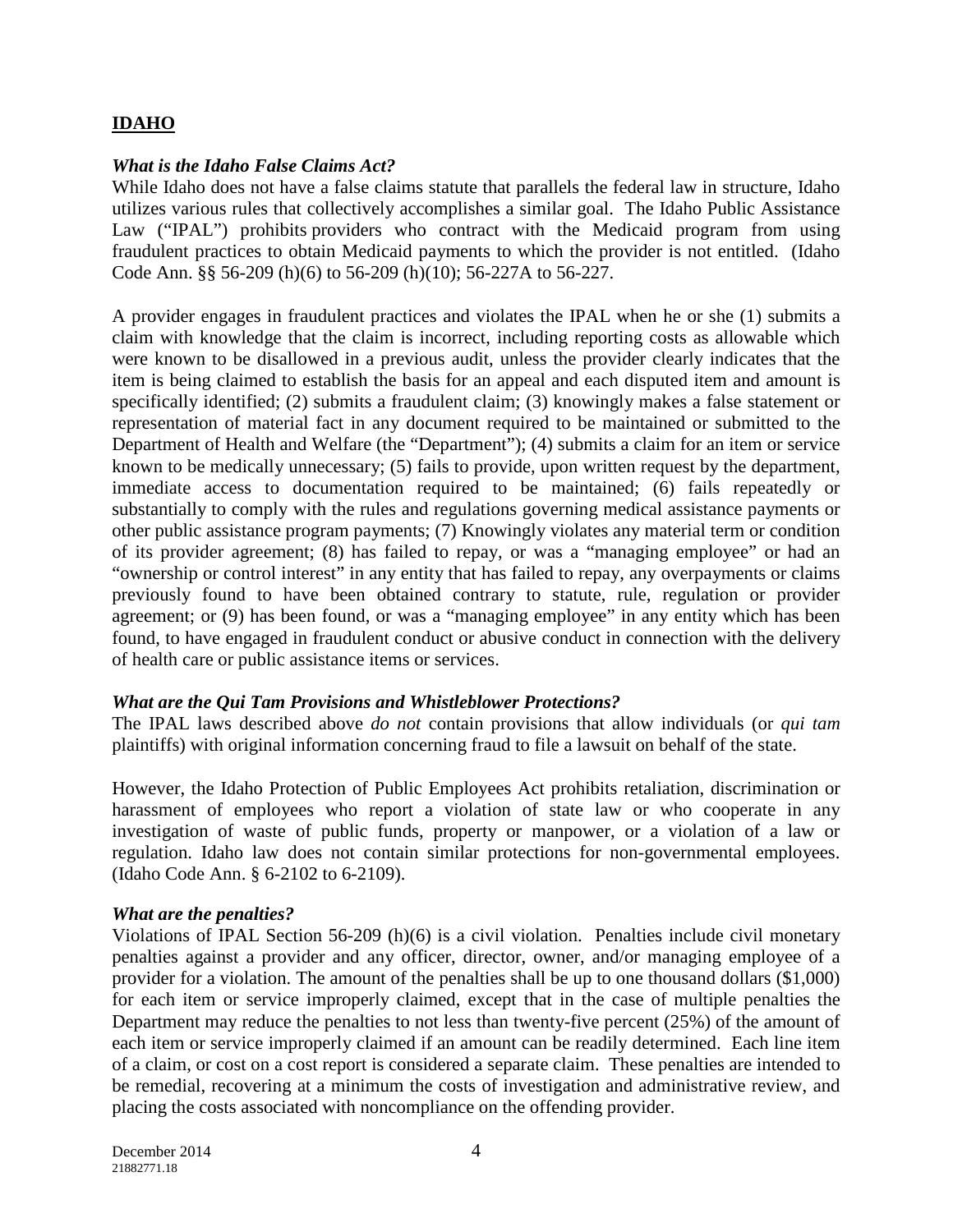## **IDAHO**

***What is the Idaho False Claims Act?***

While Idaho does not have a false claims statute that parallels the federal law in structure, Idaho utilizes various rules that collectively accomplishes a similar goal. The Idaho Public Assistance Law ("IPAL") prohibits providers who contract with the Medicaid program from using fraudulent practices to obtain Medicaid payments to which the provider is not entitled. (Idaho Code Ann. §§ 56-209 (h)(6) to 56-209 (h)(10); 56-227A to 56-227.

A provider engages in fraudulent practices and violates the IPAL when he or she (1) submits a claim with knowledge that the claim is incorrect, including reporting costs as allowable which were known to be disallowed in a previous audit, unless the provider clearly indicates that the item is being claimed to establish the basis for an appeal and each disputed item and amount is specifically identified; (2) submits a fraudulent claim; (3) knowingly makes a false statement or representation of material fact in any document required to be maintained or submitted to the Department of Health and Welfare (the "Department"); (4) submits a claim for an item or service known to be medically unnecessary; (5) fails to provide, upon written request by the department, immediate access to documentation required to be maintained; (6) fails repeatedly or substantially to comply with the rules and regulations governing medical assistance payments or other public assistance program payments; (7) Knowingly violates any material term or condition of its provider agreement; (8) has failed to repay, or was a "managing employee" or had an "ownership or control interest" in any entity that has failed to repay, any overpayments or claims previously found to have been obtained contrary to statute, rule, regulation or provider agreement; or (9) has been found, or was a "managing employee" in any entity which has been found, to have engaged in fraudulent conduct or abusive conduct in connection with the delivery of health care or public assistance items or services.

***What are the Qui Tam Provisions and Whistleblower Protections?***

The IPAL laws described above *do not* contain provisions that allow individuals (or *qui tam* plaintiffs) with original information concerning fraud to file a lawsuit on behalf of the state.

However, the Idaho Protection of Public Employees Act prohibits retaliation, discrimination or harassment of employees who report a violation of state law or who cooperate in any investigation of waste of public funds, property or manpower, or a violation of a law or regulation. Idaho law does not contain similar protections for non-governmental employees. (Idaho Code Ann. § 6-2102 to 6-2109).

***What are the penalties?***

Violations of IPAL Section 56-209 (h)(6) is a civil violation. Penalties include civil monetary penalties against a provider and any officer, director, owner, and/or managing employee of a provider for a violation. The amount of the penalties shall be up to one thousand dollars ($1,000) for each item or service improperly claimed, except that in the case of multiple penalties the Department may reduce the penalties to not less than twenty-five percent (25%) of the amount of each item or service improperly claimed if an amount can be readily determined. Each line item of a claim, or cost on a cost report is considered a separate claim. These penalties are intended to be remedial, recovering at a minimum the costs of investigation and administrative review, and placing the costs associated with noncompliance on the offending provider.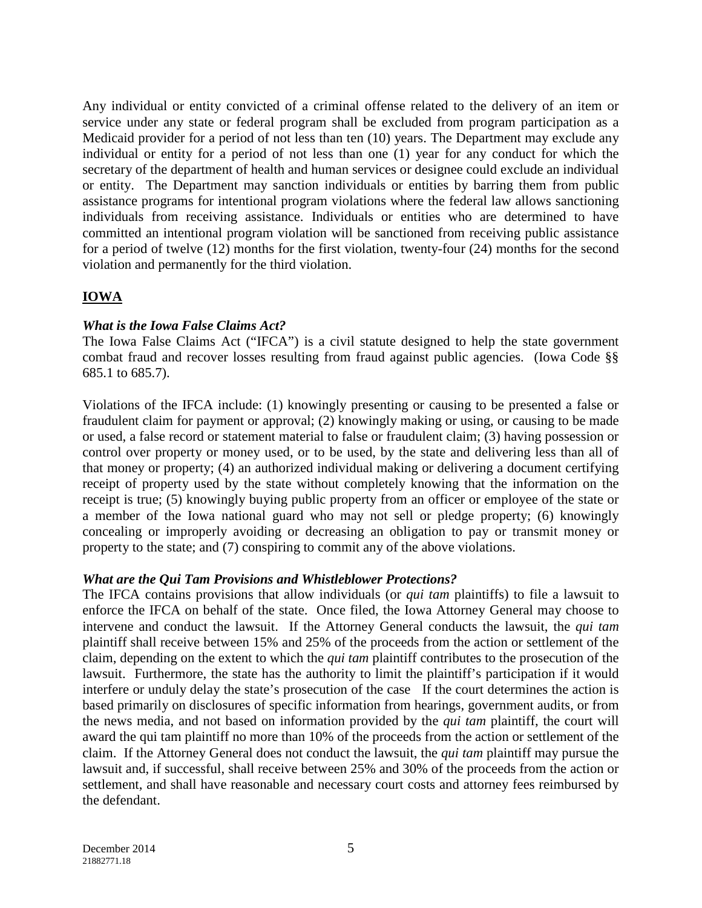Any individual or entity convicted of a criminal offense related to the delivery of an item or service under any state or federal program shall be excluded from program participation as a Medicaid provider for a period of not less than ten (10) years. The Department may exclude any individual or entity for a period of not less than one (1) year for any conduct for which the secretary of the department of health and human services or designee could exclude an individual or entity. The Department may sanction individuals or entities by barring them from public assistance programs for intentional program violations where the federal law allows sanctioning individuals from receiving assistance. Individuals or entities who are determined to have committed an intentional program violation will be sanctioned from receiving public assistance for a period of twelve (12) months for the first violation, twenty-four (24) months for the second violation and permanently for the third violation.

## IOWA

***What is the Iowa False Claims Act?***

The Iowa False Claims Act ("IFCA") is a civil statute designed to help the state government combat fraud and recover losses resulting from fraud against public agencies. (Iowa Code §§ 685.1 to 685.7).

Violations of the IFCA include: (1) knowingly presenting or causing to be presented a false or fraudulent claim for payment or approval; (2) knowingly making or using, or causing to be made or used, a false record or statement material to false or fraudulent claim; (3) having possession or control over property or money used, or to be used, by the state and delivering less than all of that money or property; (4) an authorized individual making or delivering a document certifying receipt of property used by the state without completely knowing that the information on the receipt is true; (5) knowingly buying public property from an officer or employee of the state or a member of the Iowa national guard who may not sell or pledge property; (6) knowingly concealing or improperly avoiding or decreasing an obligation to pay or transmit money or property to the state; and (7) conspiring to commit any of the above violations.

***What are the Qui Tam Provisions and Whistleblower Protections?***

The IFCA contains provisions that allow individuals (or *qui tam* plaintiffs) to file a lawsuit to enforce the IFCA on behalf of the state. Once filed, the Iowa Attorney General may choose to intervene and conduct the lawsuit. If the Attorney General conducts the lawsuit, the *qui tam* plaintiff shall receive between 15% and 25% of the proceeds from the action or settlement of the claim, depending on the extent to which the *qui tam* plaintiff contributes to the prosecution of the lawsuit. Furthermore, the state has the authority to limit the plaintiff's participation if it would interfere or unduly delay the state's prosecution of the case If the court determines the action is based primarily on disclosures of specific information from hearings, government audits, or from the news media, and not based on information provided by the *qui tam* plaintiff, the court will award the qui tam plaintiff no more than 10% of the proceeds from the action or settlement of the claim. If the Attorney General does not conduct the lawsuit, the *qui tam* plaintiff may pursue the lawsuit and, if successful, shall receive between 25% and 30% of the proceeds from the action or settlement, and shall have reasonable and necessary court costs and attorney fees reimbursed by the defendant.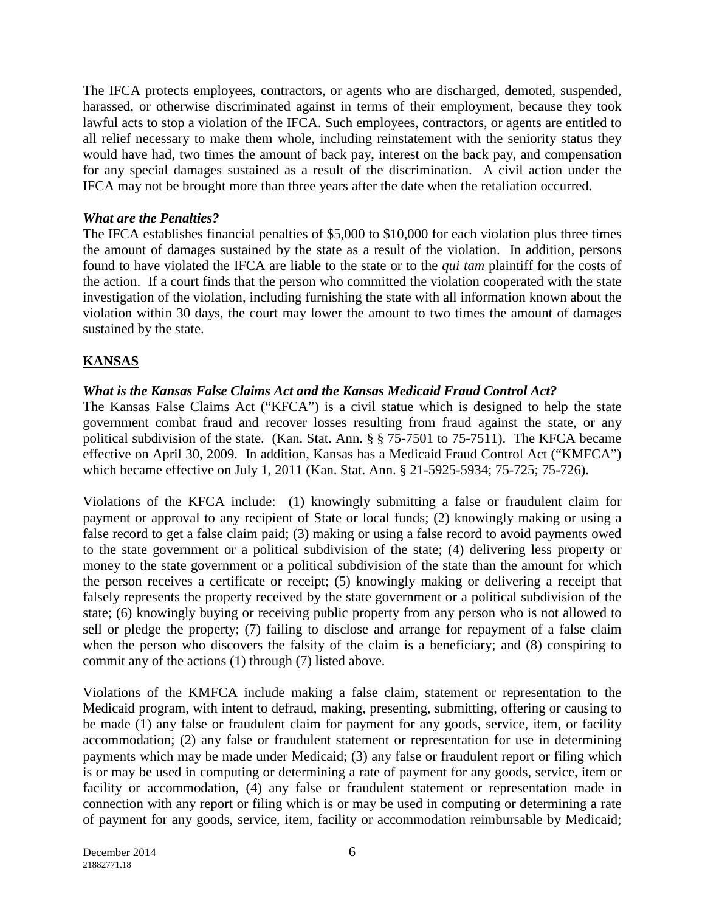The IFCA protects employees, contractors, or agents who are discharged, demoted, suspended, harassed, or otherwise discriminated against in terms of their employment, because they took lawful acts to stop a violation of the IFCA. Such employees, contractors, or agents are entitled to all relief necessary to make them whole, including reinstatement with the seniority status they would have had, two times the amount of back pay, interest on the back pay, and compensation for any special damages sustained as a result of the discrimination. A civil action under the IFCA may not be brought more than three years after the date when the retaliation occurred.

***What are the Penalties?***

The IFCA establishes financial penalties of $5,000 to $10,000 for each violation plus three times the amount of damages sustained by the state as a result of the violation. In addition, persons found to have violated the IFCA are liable to the state or to the *qui tam* plaintiff for the costs of the action. If a court finds that the person who committed the violation cooperated with the state investigation of the violation, including furnishing the state with all information known about the violation within 30 days, the court may lower the amount to two times the amount of damages sustained by the state.

## **KANSAS**

***What is the Kansas False Claims Act and the Kansas Medicaid Fraud Control Act?***

The Kansas False Claims Act ("KFCA") is a civil statue which is designed to help the state government combat fraud and recover losses resulting from fraud against the state, or any political subdivision of the state. (Kan. Stat. Ann. § § 75-7501 to 75-7511). The KFCA became effective on April 30, 2009. In addition, Kansas has a Medicaid Fraud Control Act ("KMFCA") which became effective on July 1, 2011 (Kan. Stat. Ann. § 21-5925-5934; 75-725; 75-726).

Violations of the KFCA include: (1) knowingly submitting a false or fraudulent claim for payment or approval to any recipient of State or local funds; (2) knowingly making or using a false record to get a false claim paid; (3) making or using a false record to avoid payments owed to the state government or a political subdivision of the state; (4) delivering less property or money to the state government or a political subdivision of the state than the amount for which the person receives a certificate or receipt; (5) knowingly making or delivering a receipt that falsely represents the property received by the state government or a political subdivision of the state; (6) knowingly buying or receiving public property from any person who is not allowed to sell or pledge the property; (7) failing to disclose and arrange for repayment of a false claim when the person who discovers the falsity of the claim is a beneficiary; and (8) conspiring to commit any of the actions (1) through (7) listed above.

Violations of the KMFCA include making a false claim, statement or representation to the Medicaid program, with intent to defraud, making, presenting, submitting, offering or causing to be made (1) any false or fraudulent claim for payment for any goods, service, item, or facility accommodation; (2) any false or fraudulent statement or representation for use in determining payments which may be made under Medicaid; (3) any false or fraudulent report or filing which is or may be used in computing or determining a rate of payment for any goods, service, item or facility or accommodation, (4) any false or fraudulent statement or representation made in connection with any report or filing which is or may be used in computing or determining a rate of payment for any goods, service, item, facility or accommodation reimbursable by Medicaid;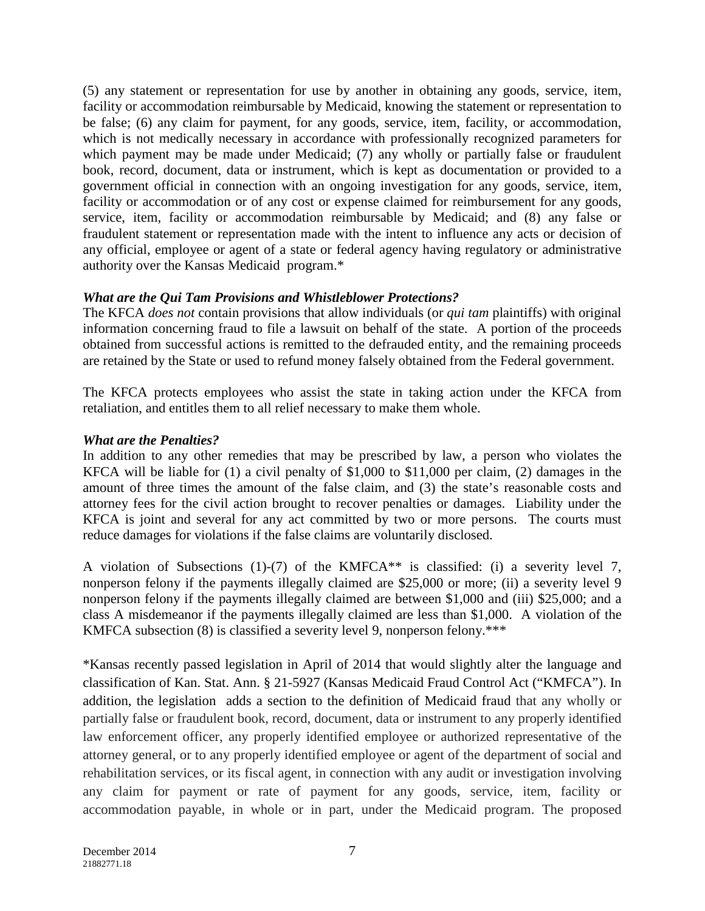(5) any statement or representation for use by another in obtaining any goods, service, item, facility or accommodation reimbursable by Medicaid, knowing the statement or representation to be false; (6) any claim for payment, for any goods, service, item, facility, or accommodation, which is not medically necessary in accordance with professionally recognized parameters for which payment may be made under Medicaid; (7) any wholly or partially false or fraudulent book, record, document, data or instrument, which is kept as documentation or provided to a government official in connection with an ongoing investigation for any goods, service, item, facility or accommodation or of any cost or expense claimed for reimbursement for any goods, service, item, facility or accommodation reimbursable by Medicaid; and (8) any false or fraudulent statement or representation made with the intent to influence any acts or decision of any official, employee or agent of a state or federal agency having regulatory or administrative authority over the Kansas Medicaid program.*

***What are the Qui Tam Provisions and Whistleblower Protections?***

The KFCA *does not* contain provisions that allow individuals (or *qui tam* plaintiffs) with original information concerning fraud to file a lawsuit on behalf of the state. A portion of the proceeds obtained from successful actions is remitted to the defrauded entity, and the remaining proceeds are retained by the State or used to refund money falsely obtained from the Federal government.

The KFCA protects employees who assist the state in taking action under the KFCA from retaliation, and entitles them to all relief necessary to make them whole.

***What are the Penalties?***

In addition to any other remedies that may be prescribed by law, a person who violates the KFCA will be liable for (1) a civil penalty of $1,000 to $11,000 per claim, (2) damages in the amount of three times the amount of the false claim, and (3) the state's reasonable costs and attorney fees for the civil action brought to recover penalties or damages. Liability under the KFCA is joint and several for any act committed by two or more persons. The courts must reduce damages for violations if the false claims are voluntarily disclosed.

A violation of Subsections (1)-(7) of the KMFCA** is classified: (i) a severity level 7, nonperson felony if the payments illegally claimed are $25,000 or more; (ii) a severity level 9 nonperson felony if the payments illegally claimed are between $1,000 and (iii) $25,000; and a class A misdemeanor if the payments illegally claimed are less than $1,000. A violation of the KMFCA subsection (8) is classified a severity level 9, nonperson felony.***

*Kansas recently passed legislation in April of 2014 that would slightly alter the language and classification of Kan. Stat. Ann. § 21-5927 (Kansas Medicaid Fraud Control Act ("KMFCA"). In addition, the legislation adds a section to the definition of Medicaid fraud that any wholly or partially false or fraudulent book, record, document, data or instrument to any properly identified law enforcement officer, any properly identified employee or authorized representative of the attorney general, or to any properly identified employee or agent of the department of social and rehabilitation services, or its fiscal agent, in connection with any audit or investigation involving any claim for payment or rate of payment for any goods, service, item, facility or accommodation payable, in whole or in part, under the Medicaid program. The proposed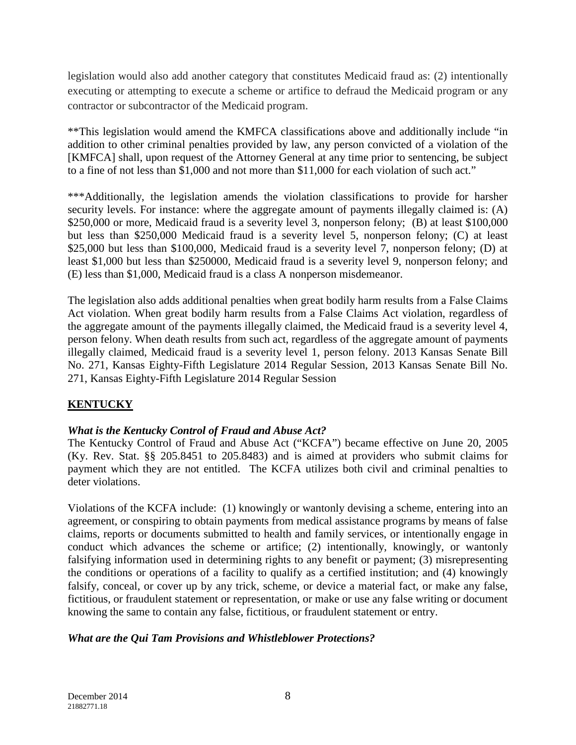legislation would also add another category that constitutes Medicaid fraud as: (2) intentionally executing or attempting to execute a scheme or artifice to defraud the Medicaid program or any contractor or subcontractor of the Medicaid program.

**This legislation would amend the KMFCA classifications above and additionally include "in addition to other criminal penalties provided by law, any person convicted of a violation of the [KMFCA] shall, upon request of the Attorney General at any time prior to sentencing, be subject to a fine of not less than $1,000 and not more than $11,000 for each violation of such act."

***Additionally, the legislation amends the violation classifications to provide for harsher security levels. For instance: where the aggregate amount of payments illegally claimed is: (A) $250,000 or more, Medicaid fraud is a severity level 3, nonperson felony; (B) at least $100,000 but less than $250,000 Medicaid fraud is a severity level 5, nonperson felony; (C) at least $25,000 but less than $100,000, Medicaid fraud is a severity level 7, nonperson felony; (D) at least $1,000 but less than $250000, Medicaid fraud is a severity level 9, nonperson felony; and (E) less than $1,000, Medicaid fraud is a class A nonperson misdemeanor.

The legislation also adds additional penalties when great bodily harm results from a False Claims Act violation. When great bodily harm results from a False Claims Act violation, regardless of the aggregate amount of the payments illegally claimed, the Medicaid fraud is a severity level 4, person felony. When death results from such act, regardless of the aggregate amount of payments illegally claimed, Medicaid fraud is a severity level 1, person felony. 2013 Kansas Senate Bill No. 271, Kansas Eighty-Fifth Legislature 2014 Regular Session, 2013 Kansas Senate Bill No. 271, Kansas Eighty-Fifth Legislature 2014 Regular Session

## KENTUCKY

### *What is the Kentucky Control of Fraud and Abuse Act?*

The Kentucky Control of Fraud and Abuse Act ("KCFA") became effective on June 20, 2005 (Ky. Rev. Stat. §§ 205.8451 to 205.8483) and is aimed at providers who submit claims for payment which they are not entitled. The KCFA utilizes both civil and criminal penalties to deter violations.

Violations of the KCFA include: (1) knowingly or wantonly devising a scheme, entering into an agreement, or conspiring to obtain payments from medical assistance programs by means of false claims, reports or documents submitted to health and family services, or intentionally engage in conduct which advances the scheme or artifice; (2) intentionally, knowingly, or wantonly falsifying information used in determining rights to any benefit or payment; (3) misrepresenting the conditions or operations of a facility to qualify as a certified institution; and (4) knowingly falsify, conceal, or cover up by any trick, scheme, or device a material fact, or make any false, fictitious, or fraudulent statement or representation, or make or use any false writing or document knowing the same to contain any false, fictitious, or fraudulent statement or entry.

### *What are the Qui Tam Provisions and Whistleblower Protections?*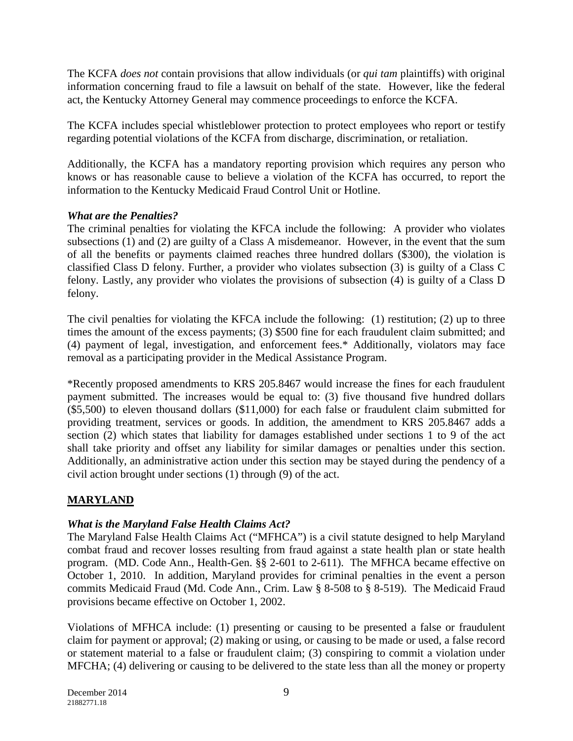The KCFA *does not* contain provisions that allow individuals (or *qui tam* plaintiffs) with original information concerning fraud to file a lawsuit on behalf of the state. However, like the federal act, the Kentucky Attorney General may commence proceedings to enforce the KCFA.

The KCFA includes special whistleblower protection to protect employees who report or testify regarding potential violations of the KCFA from discharge, discrimination, or retaliation.

Additionally, the KCFA has a mandatory reporting provision which requires any person who knows or has reasonable cause to believe a violation of the KCFA has occurred, to report the information to the Kentucky Medicaid Fraud Control Unit or Hotline.

***What are the Penalties?***

The criminal penalties for violating the KFCA include the following: A provider who violates subsections (1) and (2) are guilty of a Class A misdemeanor. However, in the event that the sum of all the benefits or payments claimed reaches three hundred dollars ($300), the violation is classified Class D felony. Further, a provider who violates subsection (3) is guilty of a Class C felony. Lastly, any provider who violates the provisions of subsection (4) is guilty of a Class D felony.

The civil penalties for violating the KFCA include the following: (1) restitution; (2) up to three times the amount of the excess payments; (3) $500 fine for each fraudulent claim submitted; and (4) payment of legal, investigation, and enforcement fees.* Additionally, violators may face removal as a participating provider in the Medical Assistance Program.

*Recently proposed amendments to KRS 205.8467 would increase the fines for each fraudulent payment submitted. The increases would be equal to: (3) five thousand five hundred dollars ($5,500) to eleven thousand dollars ($11,000) for each false or fraudulent claim submitted for providing treatment, services or goods. In addition, the amendment to KRS 205.8467 adds a section (2) which states that liability for damages established under sections 1 to 9 of the act shall take priority and offset any liability for similar damages or penalties under this section. Additionally, an administrative action under this section may be stayed during the pendency of a civil action brought under sections (1) through (9) of the act.

## MARYLAND

***What is the Maryland False Health Claims Act?***

The Maryland False Health Claims Act ("MFHCA") is a civil statute designed to help Maryland combat fraud and recover losses resulting from fraud against a state health plan or state health program. (MD. Code Ann., Health-Gen. §§ 2-601 to 2-611). The MFHCA became effective on October 1, 2010. In addition, Maryland provides for criminal penalties in the event a person commits Medicaid Fraud (Md. Code Ann., Crim. Law § 8-508 to § 8-519). The Medicaid Fraud provisions became effective on October 1, 2002.

Violations of MFHCA include: (1) presenting or causing to be presented a false or fraudulent claim for payment or approval; (2) making or using, or causing to be made or used, a false record or statement material to a false or fraudulent claim; (3) conspiring to commit a violation under MFCHA; (4) delivering or causing to be delivered to the state less than all the money or property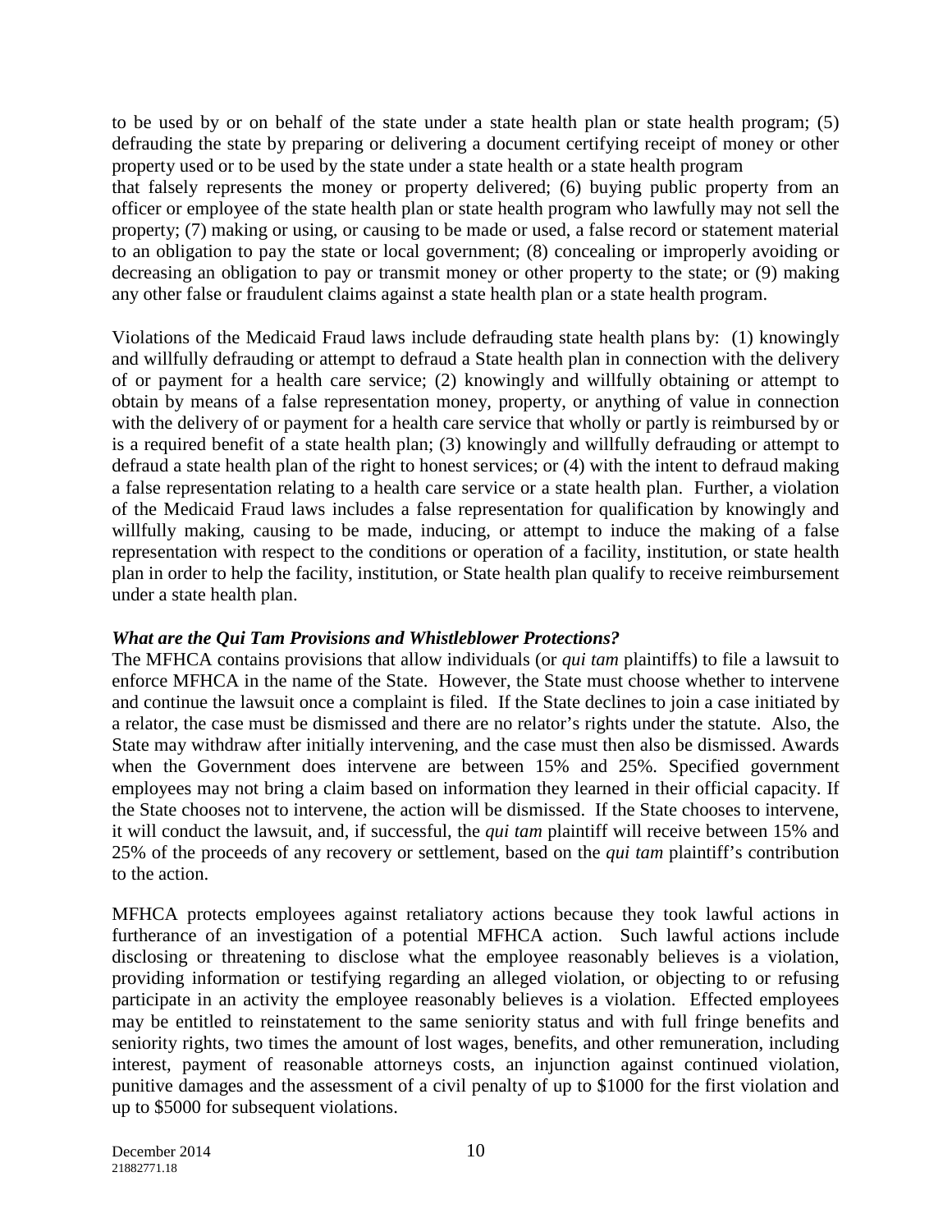to be used by or on behalf of the state under a state health plan or state health program; (5) defrauding the state by preparing or delivering a document certifying receipt of money or other property used or to be used by the state under a state health or a state health program
that falsely represents the money or property delivered; (6) buying public property from an officer or employee of the state health plan or state health program who lawfully may not sell the property; (7) making or using, or causing to be made or used, a false record or statement material to an obligation to pay the state or local government; (8) concealing or improperly avoiding or decreasing an obligation to pay or transmit money or other property to the state; or (9) making any other false or fraudulent claims against a state health plan or a state health program.

Violations of the Medicaid Fraud laws include defrauding state health plans by: (1) knowingly and willfully defrauding or attempt to defraud a State health plan in connection with the delivery of or payment for a health care service; (2) knowingly and willfully obtaining or attempt to obtain by means of a false representation money, property, or anything of value in connection with the delivery of or payment for a health care service that wholly or partly is reimbursed by or is a required benefit of a state health plan; (3) knowingly and willfully defrauding or attempt to defraud a state health plan of the right to honest services; or (4) with the intent to defraud making a false representation relating to a health care service or a state health plan. Further, a violation of the Medicaid Fraud laws includes a false representation for qualification by knowingly and willfully making, causing to be made, inducing, or attempt to induce the making of a false representation with respect to the conditions or operation of a facility, institution, or state health plan in order to help the facility, institution, or State health plan qualify to receive reimbursement under a state health plan.

### *What are the Qui Tam Provisions and Whistleblower Protections?*

The MFHCA contains provisions that allow individuals (or *qui tam* plaintiffs) to file a lawsuit to enforce MFHCA in the name of the State. However, the State must choose whether to intervene and continue the lawsuit once a complaint is filed. If the State declines to join a case initiated by a relator, the case must be dismissed and there are no relator's rights under the statute. Also, the State may withdraw after initially intervening, and the case must then also be dismissed. Awards when the Government does intervene are between 15% and 25%. Specified government employees may not bring a claim based on information they learned in their official capacity. If the State chooses not to intervene, the action will be dismissed. If the State chooses to intervene, it will conduct the lawsuit, and, if successful, the *qui tam* plaintiff will receive between 15% and 25% of the proceeds of any recovery or settlement, based on the *qui tam* plaintiff's contribution to the action.

MFHCA protects employees against retaliatory actions because they took lawful actions in furtherance of an investigation of a potential MFHCA action. Such lawful actions include disclosing or threatening to disclose what the employee reasonably believes is a violation, providing information or testifying regarding an alleged violation, or objecting to or refusing participate in an activity the employee reasonably believes is a violation. Effected employees may be entitled to reinstatement to the same seniority status and with full fringe benefits and seniority rights, two times the amount of lost wages, benefits, and other remuneration, including interest, payment of reasonable attorneys costs, an injunction against continued violation, punitive damages and the assessment of a civil penalty of up to $1000 for the first violation and up to $5000 for subsequent violations.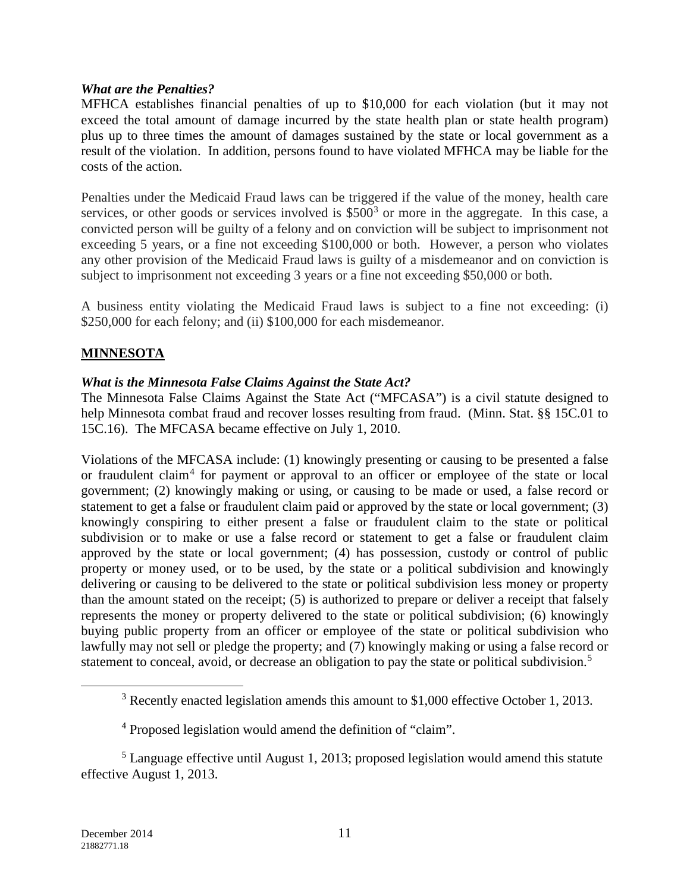***What are the Penalties?***

MFHCA establishes financial penalties of up to $10,000 for each violation (but it may not exceed the total amount of damage incurred by the state health plan or state health program) plus up to three times the amount of damages sustained by the state or local government as a result of the violation. In addition, persons found to have violated MFHCA may be liable for the costs of the action.

Penalties under the Medicaid Fraud laws can be triggered if the value of the money, health care services, or other goods or services involved is $500[3] or more in the aggregate. In this case, a convicted person will be guilty of a felony and on conviction will be subject to imprisonment not exceeding 5 years, or a fine not exceeding $100,000 or both. However, a person who violates any other provision of the Medicaid Fraud laws is guilty of a misdemeanor and on conviction is subject to imprisonment not exceeding 3 years or a fine not exceeding $50,000 or both.

A business entity violating the Medicaid Fraud laws is subject to a fine not exceeding: (i) $250,000 for each felony; and (ii) $100,000 for each misdemeanor.

## MINNESOTA

***What is the Minnesota False Claims Against the State Act?***

The Minnesota False Claims Against the State Act ("MFCASA") is a civil statute designed to help Minnesota combat fraud and recover losses resulting from fraud. (Minn. Stat. §§ 15C.01 to 15C.16). The MFCASA became effective on July 1, 2010.

Violations of the MFCASA include: (1) knowingly presenting or causing to be presented a false or fraudulent claim[4] for payment or approval to an officer or employee of the state or local government; (2) knowingly making or using, or causing to be made or used, a false record or statement to get a false or fraudulent claim paid or approved by the state or local government; (3) knowingly conspiring to either present a false or fraudulent claim to the state or political subdivision or to make or use a false record or statement to get a false or fraudulent claim approved by the state or local government; (4) has possession, custody or control of public property or money used, or to be used, by the state or a political subdivision and knowingly delivering or causing to be delivered to the state or political subdivision less money or property than the amount stated on the receipt; (5) is authorized to prepare or deliver a receipt that falsely represents the money or property delivered to the state or political subdivision; (6) knowingly buying public property from an officer or employee of the state or political subdivision who lawfully may not sell or pledge the property; and (7) knowingly making or using a false record or statement to conceal, avoid, or decrease an obligation to pay the state or political subdivision.[5]

---

[3] Recently enacted legislation amends this amount to $1,000 effective October 1, 2013.

[4] Proposed legislation would amend the definition of "claim".

[5] Language effective until August 1, 2013; proposed legislation would amend this statute effective August 1, 2013.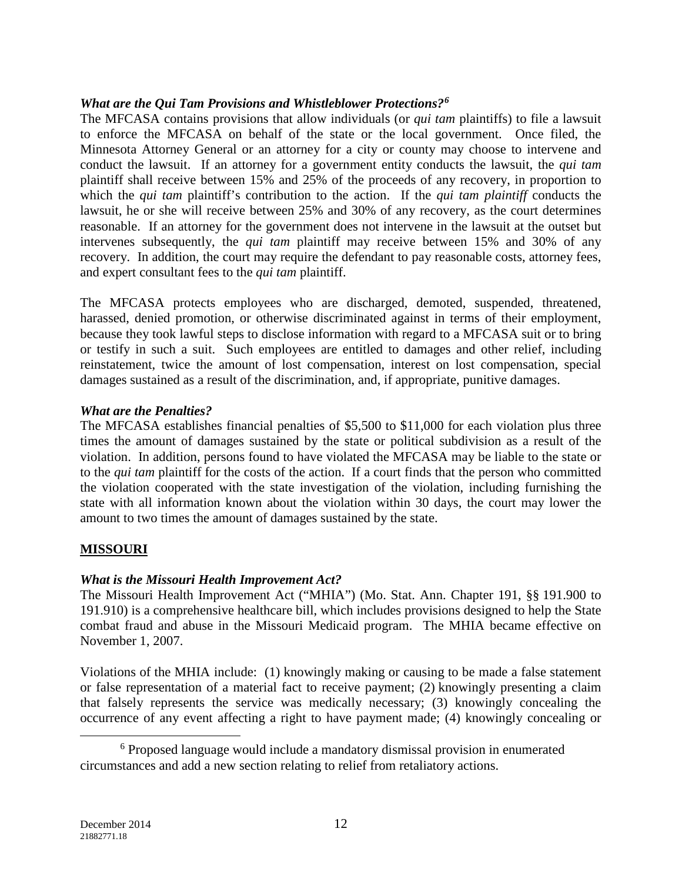### *What are the Qui Tam Provisions and Whistleblower Protections?*[6]

The MFCASA contains provisions that allow individuals (or *qui tam* plaintiffs) to file a lawsuit to enforce the MFCASA on behalf of the state or the local government. Once filed, the Minnesota Attorney General or an attorney for a city or county may choose to intervene and conduct the lawsuit. If an attorney for a government entity conducts the lawsuit, the *qui tam* plaintiff shall receive between 15% and 25% of the proceeds of any recovery, in proportion to which the *qui tam* plaintiff's contribution to the action. If the *qui tam plaintiff* conducts the lawsuit, he or she will receive between 25% and 30% of any recovery, as the court determines reasonable. If an attorney for the government does not intervene in the lawsuit at the outset but intervenes subsequently, the *qui tam* plaintiff may receive between 15% and 30% of any recovery. In addition, the court may require the defendant to pay reasonable costs, attorney fees, and expert consultant fees to the *qui tam* plaintiff.

The MFCASA protects employees who are discharged, demoted, suspended, threatened, harassed, denied promotion, or otherwise discriminated against in terms of their employment, because they took lawful steps to disclose information with regard to a MFCASA suit or to bring or testify in such a suit. Such employees are entitled to damages and other relief, including reinstatement, twice the amount of lost compensation, interest on lost compensation, special damages sustained as a result of the discrimination, and, if appropriate, punitive damages.

### *What are the Penalties?*

The MFCASA establishes financial penalties of $5,500 to $11,000 for each violation plus three times the amount of damages sustained by the state or political subdivision as a result of the violation. In addition, persons found to have violated the MFCASA may be liable to the state or to the *qui tam* plaintiff for the costs of the action. If a court finds that the person who committed the violation cooperated with the state investigation of the violation, including furnishing the state with all information known about the violation within 30 days, the court may lower the amount to two times the amount of damages sustained by the state.

## MISSOURI

### *What is the Missouri Health Improvement Act?*

The Missouri Health Improvement Act ("MHIA") (Mo. Stat. Ann. Chapter 191, §§ 191.900 to 191.910) is a comprehensive healthcare bill, which includes provisions designed to help the State combat fraud and abuse in the Missouri Medicaid program. The MHIA became effective on November 1, 2007.

Violations of the MHIA include: (1) knowingly making or causing to be made a false statement or false representation of a material fact to receive payment; (2) knowingly presenting a claim that falsely represents the service was medically necessary; (3) knowingly concealing the occurrence of any event affecting a right to have payment made; (4) knowingly concealing or

---

[6] Proposed language would include a mandatory dismissal provision in enumerated circumstances and add a new section relating to relief from retaliatory actions.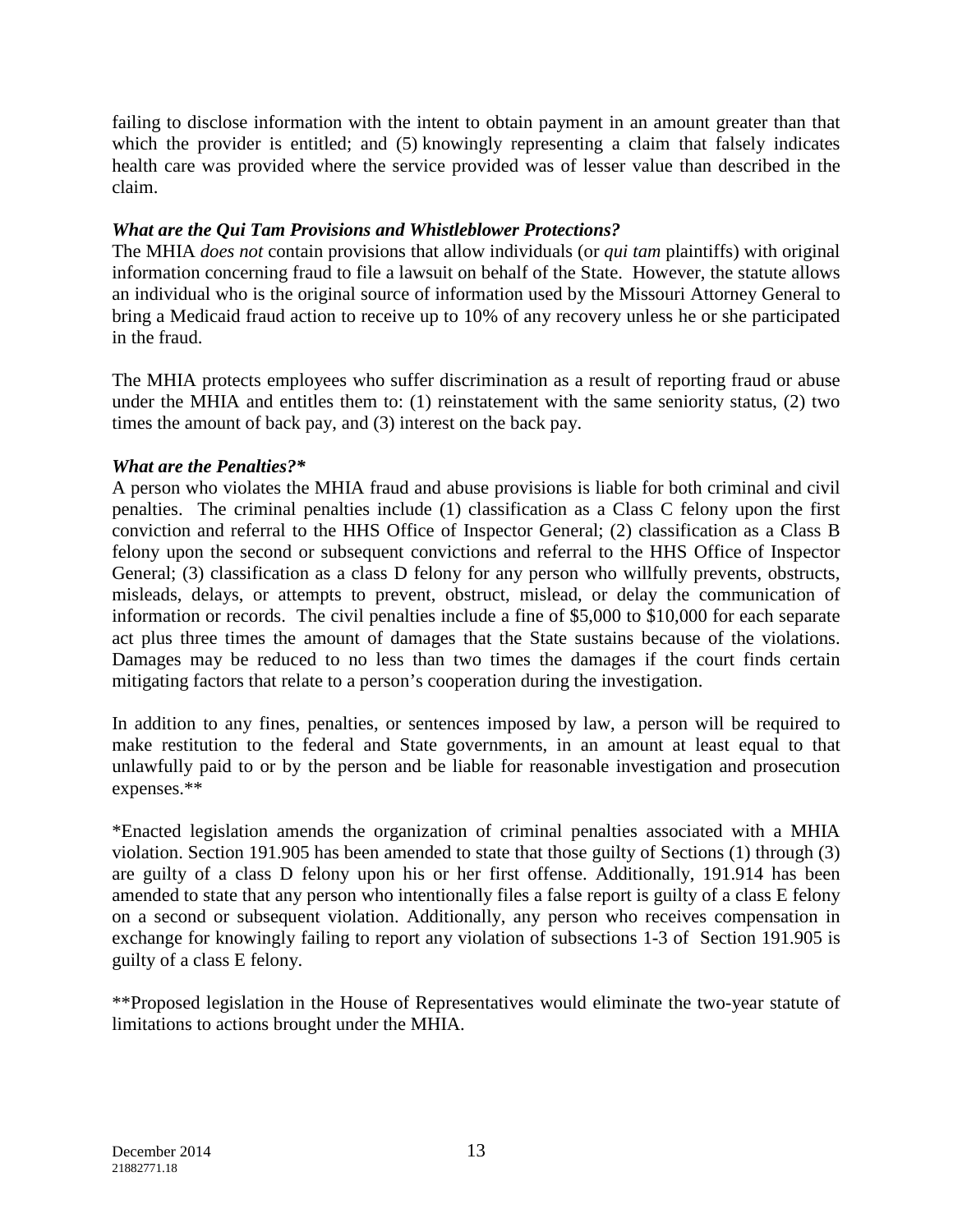failing to disclose information with the intent to obtain payment in an amount greater than that which the provider is entitled; and (5) knowingly representing a claim that falsely indicates health care was provided where the service provided was of lesser value than described in the claim.

***What are the Qui Tam Provisions and Whistleblower Protections?***

The MHIA *does not* contain provisions that allow individuals (or *qui tam* plaintiffs) with original information concerning fraud to file a lawsuit on behalf of the State. However, the statute allows an individual who is the original source of information used by the Missouri Attorney General to bring a Medicaid fraud action to receive up to 10% of any recovery unless he or she participated in the fraud.

The MHIA protects employees who suffer discrimination as a result of reporting fraud or abuse under the MHIA and entitles them to: (1) reinstatement with the same seniority status, (2) two times the amount of back pay, and (3) interest on the back pay.

***What are the Penalties?****

A person who violates the MHIA fraud and abuse provisions is liable for both criminal and civil penalties. The criminal penalties include (1) classification as a Class C felony upon the first conviction and referral to the HHS Office of Inspector General; (2) classification as a Class B felony upon the second or subsequent convictions and referral to the HHS Office of Inspector General; (3) classification as a class D felony for any person who willfully prevents, obstructs, misleads, delays, or attempts to prevent, obstruct, mislead, or delay the communication of information or records. The civil penalties include a fine of $5,000 to $10,000 for each separate act plus three times the amount of damages that the State sustains because of the violations. Damages may be reduced to no less than two times the damages if the court finds certain mitigating factors that relate to a person's cooperation during the investigation.

In addition to any fines, penalties, or sentences imposed by law, a person will be required to make restitution to the federal and State governments, in an amount at least equal to that unlawfully paid to or by the person and be liable for reasonable investigation and prosecution expenses.**

*Enacted legislation amends the organization of criminal penalties associated with a MHIA violation. Section 191.905 has been amended to state that those guilty of Sections (1) through (3) are guilty of a class D felony upon his or her first offense. Additionally, 191.914 has been amended to state that any person who intentionally files a false report is guilty of a class E felony on a second or subsequent violation. Additionally, any person who receives compensation in exchange for knowingly failing to report any violation of subsections 1-3 of Section 191.905 is guilty of a class E felony.

**Proposed legislation in the House of Representatives would eliminate the two-year statute of limitations to actions brought under the MHIA.

December 2014
21882771.18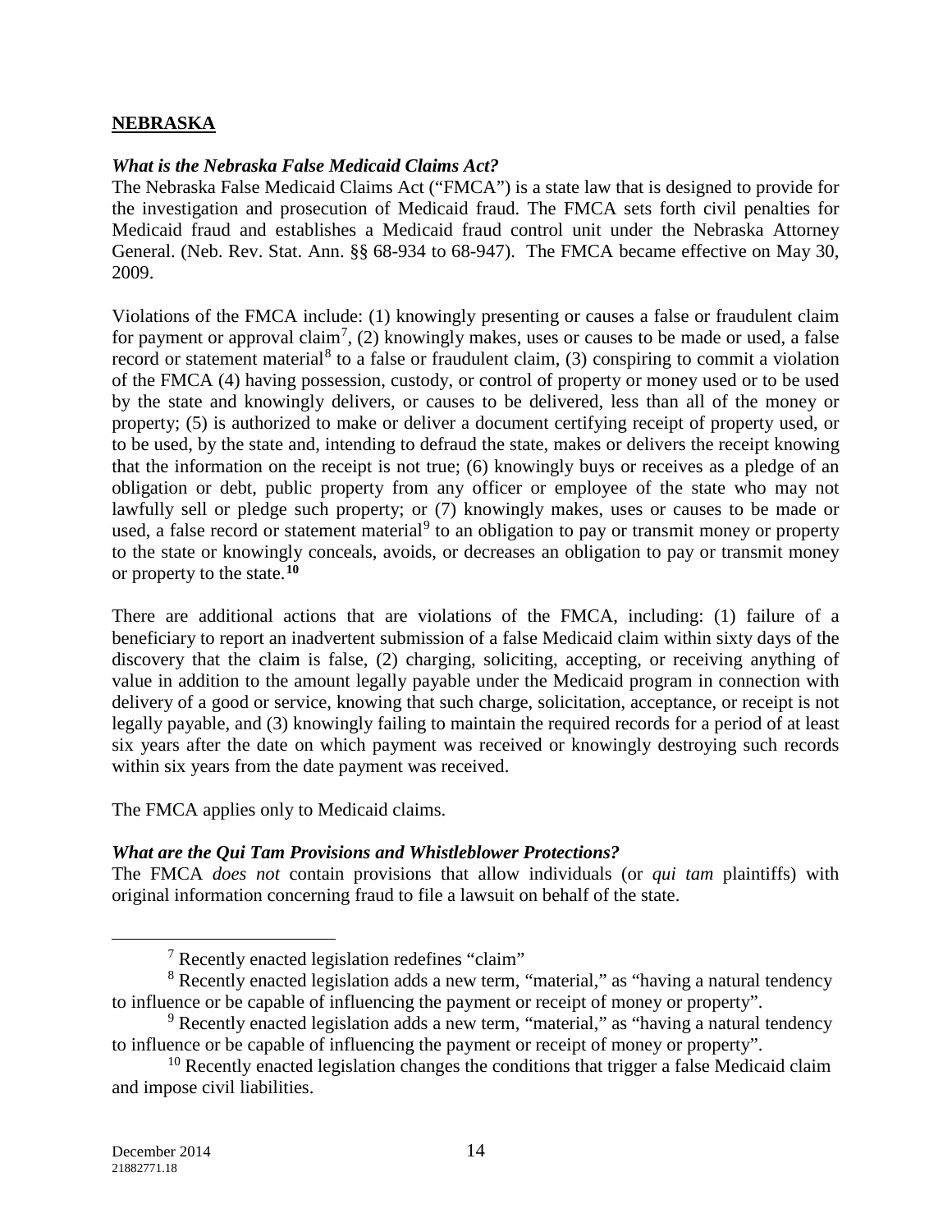## NEBRASKA

### *What is the Nebraska False Medicaid Claims Act?*

The Nebraska False Medicaid Claims Act ("FMCA") is a state law that is designed to provide for the investigation and prosecution of Medicaid fraud. The FMCA sets forth civil penalties for Medicaid fraud and establishes a Medicaid fraud control unit under the Nebraska Attorney General. (Neb. Rev. Stat. Ann. §§ 68-934 to 68-947). The FMCA became effective on May 30, 2009.

Violations of the FMCA include: (1) knowingly presenting or causes a false or fraudulent claim for payment or approval claim[7], (2) knowingly makes, uses or causes to be made or used, a false record or statement material[8] to a false or fraudulent claim, (3) conspiring to commit a violation of the FMCA (4) having possession, custody, or control of property or money used or to be used by the state and knowingly delivers, or causes to be delivered, less than all of the money or property; (5) is authorized to make or deliver a document certifying receipt of property used, or to be used, by the state and, intending to defraud the state, makes or delivers the receipt knowing that the information on the receipt is not true; (6) knowingly buys or receives as a pledge of an obligation or debt, public property from any officer or employee of the state who may not lawfully sell or pledge such property; or (7) knowingly makes, uses or causes to be made or used, a false record or statement material[9] to an obligation to pay or transmit money or property to the state or knowingly conceals, avoids, or decreases an obligation to pay or transmit money or property to the state.[10]

There are additional actions that are violations of the FMCA, including: (1) failure of a beneficiary to report an inadvertent submission of a false Medicaid claim within sixty days of the discovery that the claim is false, (2) charging, soliciting, accepting, or receiving anything of value in addition to the amount legally payable under the Medicaid program in connection with delivery of a good or service, knowing that such charge, solicitation, acceptance, or receipt is not legally payable, and (3) knowingly failing to maintain the required records for a period of at least six years after the date on which payment was received or knowingly destroying such records within six years from the date payment was received.

The FMCA applies only to Medicaid claims.

### *What are the Qui Tam Provisions and Whistleblower Protections?*

The FMCA *does not* contain provisions that allow individuals (or *qui tam* plaintiffs) with original information concerning fraud to file a lawsuit on behalf of the state.

---

[7] Recently enacted legislation redefines "claim"

[8] Recently enacted legislation adds a new term, "material," as "having a natural tendency to influence or be capable of influencing the payment or receipt of money or property".

[9] Recently enacted legislation adds a new term, "material," as "having a natural tendency to influence or be capable of influencing the payment or receipt of money or property".

[10] Recently enacted legislation changes the conditions that trigger a false Medicaid claim and impose civil liabilities.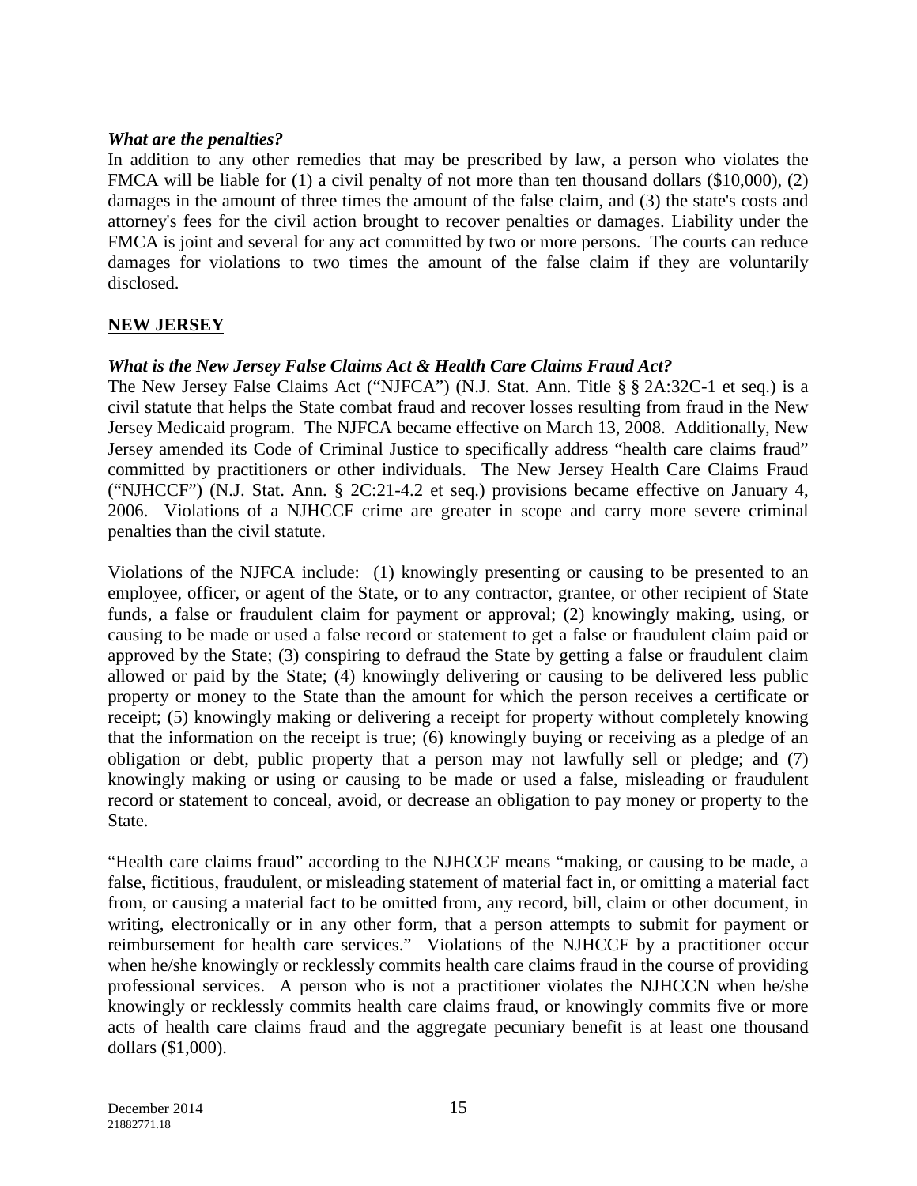***What are the penalties?***
In addition to any other remedies that may be prescribed by law, a person who violates the FMCA will be liable for (1) a civil penalty of not more than ten thousand dollars ($10,000), (2) damages in the amount of three times the amount of the false claim, and (3) the state's costs and attorney's fees for the civil action brought to recover penalties or damages. Liability under the FMCA is joint and several for any act committed by two or more persons. The courts can reduce damages for violations to two times the amount of the false claim if they are voluntarily disclosed.

## **NEW JERSEY**

***What is the New Jersey False Claims Act & Health Care Claims Fraud Act?***
The New Jersey False Claims Act ("NJFCA") (N.J. Stat. Ann. Title § § 2A:32C-1 et seq.) is a civil statute that helps the State combat fraud and recover losses resulting from fraud in the New Jersey Medicaid program. The NJFCA became effective on March 13, 2008. Additionally, New Jersey amended its Code of Criminal Justice to specifically address "health care claims fraud" committed by practitioners or other individuals. The New Jersey Health Care Claims Fraud ("NJHCCF") (N.J. Stat. Ann. § 2C:21-4.2 et seq.) provisions became effective on January 4, 2006. Violations of a NJHCCF crime are greater in scope and carry more severe criminal penalties than the civil statute.

Violations of the NJFCA include: (1) knowingly presenting or causing to be presented to an employee, officer, or agent of the State, or to any contractor, grantee, or other recipient of State funds, a false or fraudulent claim for payment or approval; (2) knowingly making, using, or causing to be made or used a false record or statement to get a false or fraudulent claim paid or approved by the State; (3) conspiring to defraud the State by getting a false or fraudulent claim allowed or paid by the State; (4) knowingly delivering or causing to be delivered less public property or money to the State than the amount for which the person receives a certificate or receipt; (5) knowingly making or delivering a receipt for property without completely knowing that the information on the receipt is true; (6) knowingly buying or receiving as a pledge of an obligation or debt, public property that a person may not lawfully sell or pledge; and (7) knowingly making or using or causing to be made or used a false, misleading or fraudulent record or statement to conceal, avoid, or decrease an obligation to pay money or property to the State.

"Health care claims fraud" according to the NJHCCF means "making, or causing to be made, a false, fictitious, fraudulent, or misleading statement of material fact in, or omitting a material fact from, or causing a material fact to be omitted from, any record, bill, claim or other document, in writing, electronically or in any other form, that a person attempts to submit for payment or reimbursement for health care services." Violations of the NJHCCF by a practitioner occur when he/she knowingly or recklessly commits health care claims fraud in the course of providing professional services. A person who is not a practitioner violates the NJHCCN when he/she knowingly or recklessly commits health care claims fraud, or knowingly commits five or more acts of health care claims fraud and the aggregate pecuniary benefit is at least one thousand dollars ($1,000).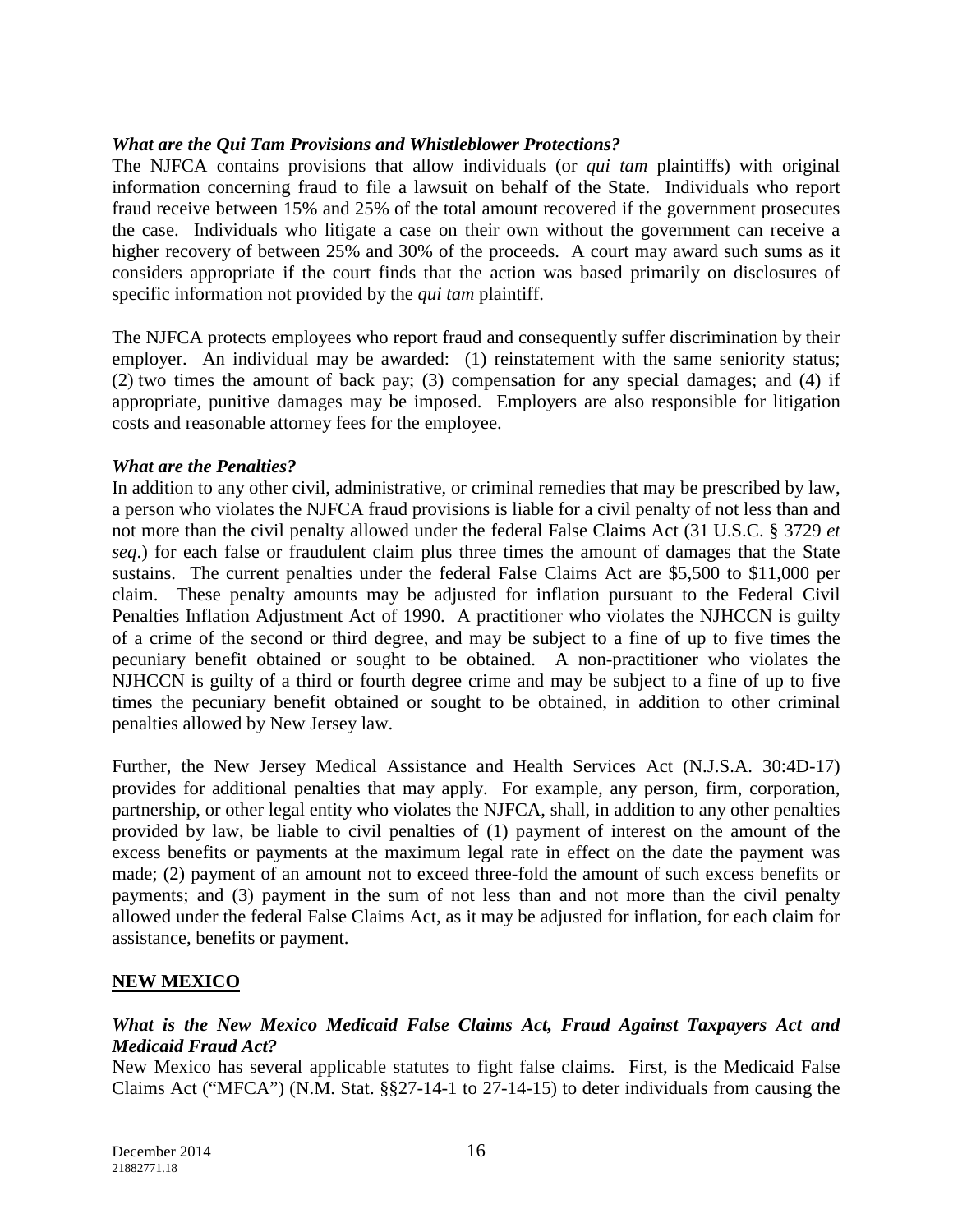***What are the Qui Tam Provisions and Whistleblower Protections?***

The NJFCA contains provisions that allow individuals (or *qui tam* plaintiffs) with original information concerning fraud to file a lawsuit on behalf of the State. Individuals who report fraud receive between 15% and 25% of the total amount recovered if the government prosecutes the case. Individuals who litigate a case on their own without the government can receive a higher recovery of between 25% and 30% of the proceeds. A court may award such sums as it considers appropriate if the court finds that the action was based primarily on disclosures of specific information not provided by the *qui tam* plaintiff.

The NJFCA protects employees who report fraud and consequently suffer discrimination by their employer. An individual may be awarded: (1) reinstatement with the same seniority status; (2) two times the amount of back pay; (3) compensation for any special damages; and (4) if appropriate, punitive damages may be imposed. Employers are also responsible for litigation costs and reasonable attorney fees for the employee.

***What are the Penalties?***

In addition to any other civil, administrative, or criminal remedies that may be prescribed by law, a person who violates the NJFCA fraud provisions is liable for a civil penalty of not less than and not more than the civil penalty allowed under the federal False Claims Act (31 U.S.C. § 3729 *et seq*.) for each false or fraudulent claim plus three times the amount of damages that the State sustains. The current penalties under the federal False Claims Act are $5,500 to $11,000 per claim. These penalty amounts may be adjusted for inflation pursuant to the Federal Civil Penalties Inflation Adjustment Act of 1990. A practitioner who violates the NJHCCN is guilty of a crime of the second or third degree, and may be subject to a fine of up to five times the pecuniary benefit obtained or sought to be obtained. A non-practitioner who violates the NJHCCN is guilty of a third or fourth degree crime and may be subject to a fine of up to five times the pecuniary benefit obtained or sought to be obtained, in addition to other criminal penalties allowed by New Jersey law.

Further, the New Jersey Medical Assistance and Health Services Act (N.J.S.A. 30:4D-17) provides for additional penalties that may apply. For example, any person, firm, corporation, partnership, or other legal entity who violates the NJFCA, shall, in addition to any other penalties provided by law, be liable to civil penalties of (1) payment of interest on the amount of the excess benefits or payments at the maximum legal rate in effect on the date the payment was made; (2) payment of an amount not to exceed three-fold the amount of such excess benefits or payments; and (3) payment in the sum of not less than and not more than the civil penalty allowed under the federal False Claims Act, as it may be adjusted for inflation, for each claim for assistance, benefits or payment.

## NEW MEXICO

***What is the New Mexico Medicaid False Claims Act, Fraud Against Taxpayers Act and Medicaid Fraud Act?***

New Mexico has several applicable statutes to fight false claims. First, is the Medicaid False Claims Act ("MFCA") (N.M. Stat. §§27-14-1 to 27-14-15) to deter individuals from causing the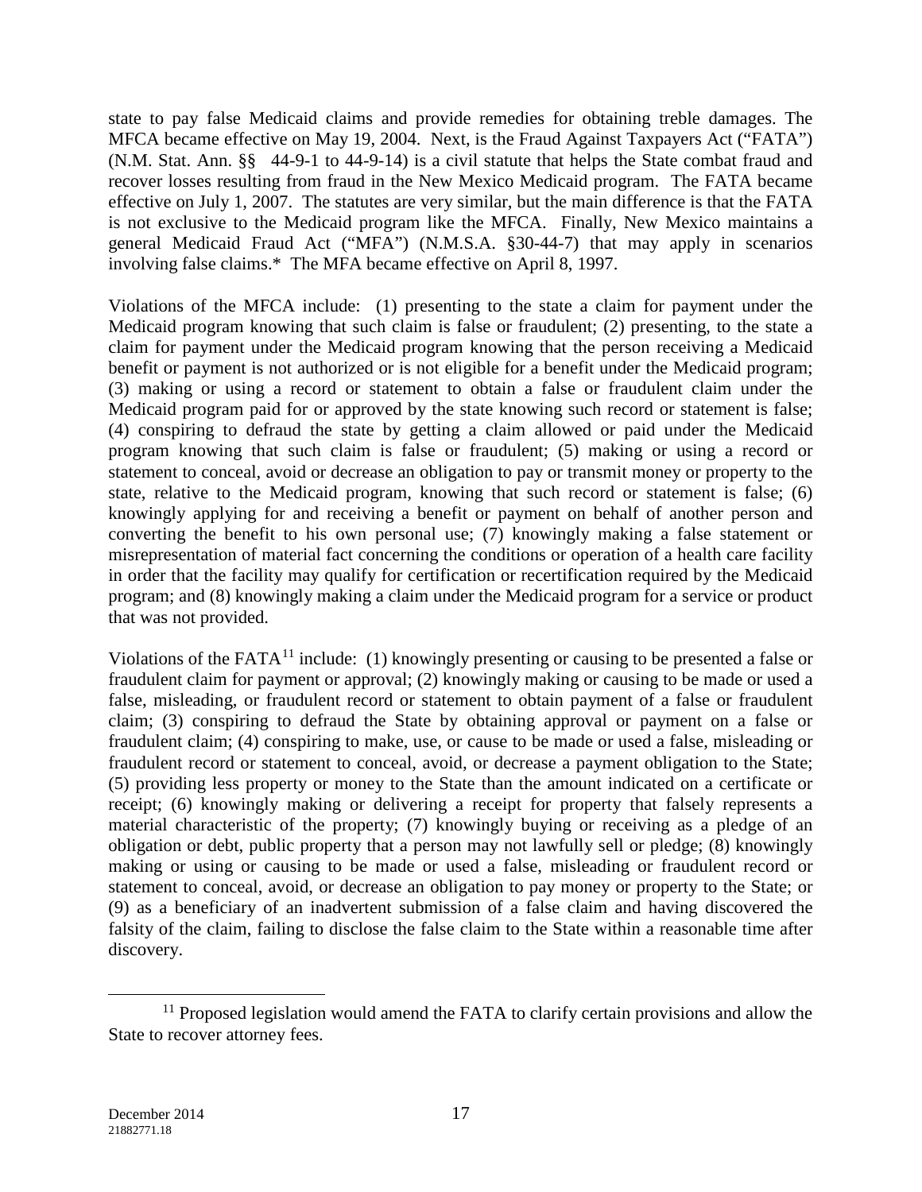state to pay false Medicaid claims and provide remedies for obtaining treble damages. The MFCA became effective on May 19, 2004. Next, is the Fraud Against Taxpayers Act ("FATA") (N.M. Stat. Ann. §§ 44-9-1 to 44-9-14) is a civil statute that helps the State combat fraud and recover losses resulting from fraud in the New Mexico Medicaid program. The FATA became effective on July 1, 2007. The statutes are very similar, but the main difference is that the FATA is not exclusive to the Medicaid program like the MFCA. Finally, New Mexico maintains a general Medicaid Fraud Act ("MFA") (N.M.S.A. §30-44-7) that may apply in scenarios involving false claims.* The MFA became effective on April 8, 1997.

Violations of the MFCA include: (1) presenting to the state a claim for payment under the Medicaid program knowing that such claim is false or fraudulent; (2) presenting, to the state a claim for payment under the Medicaid program knowing that the person receiving a Medicaid benefit or payment is not authorized or is not eligible for a benefit under the Medicaid program; (3) making or using a record or statement to obtain a false or fraudulent claim under the Medicaid program paid for or approved by the state knowing such record or statement is false; (4) conspiring to defraud the state by getting a claim allowed or paid under the Medicaid program knowing that such claim is false or fraudulent; (5) making or using a record or statement to conceal, avoid or decrease an obligation to pay or transmit money or property to the state, relative to the Medicaid program, knowing that such record or statement is false; (6) knowingly applying for and receiving a benefit or payment on behalf of another person and converting the benefit to his own personal use; (7) knowingly making a false statement or misrepresentation of material fact concerning the conditions or operation of a health care facility in order that the facility may qualify for certification or recertification required by the Medicaid program; and (8) knowingly making a claim under the Medicaid program for a service or product that was not provided.

Violations of the FATA[11] include: (1) knowingly presenting or causing to be presented a false or fraudulent claim for payment or approval; (2) knowingly making or causing to be made or used a false, misleading, or fraudulent record or statement to obtain payment of a false or fraudulent claim; (3) conspiring to defraud the State by obtaining approval or payment on a false or fraudulent claim; (4) conspiring to make, use, or cause to be made or used a false, misleading or fraudulent record or statement to conceal, avoid, or decrease a payment obligation to the State; (5) providing less property or money to the State than the amount indicated on a certificate or receipt; (6) knowingly making or delivering a receipt for property that falsely represents a material characteristic of the property; (7) knowingly buying or receiving as a pledge of an obligation or debt, public property that a person may not lawfully sell or pledge; (8) knowingly making or using or causing to be made or used a false, misleading or fraudulent record or statement to conceal, avoid, or decrease an obligation to pay money or property to the State; or (9) as a beneficiary of an inadvertent submission of a false claim and having discovered the falsity of the claim, failing to disclose the false claim to the State within a reasonable time after discovery.

[11] Proposed legislation would amend the FATA to clarify certain provisions and allow the State to recover attorney fees.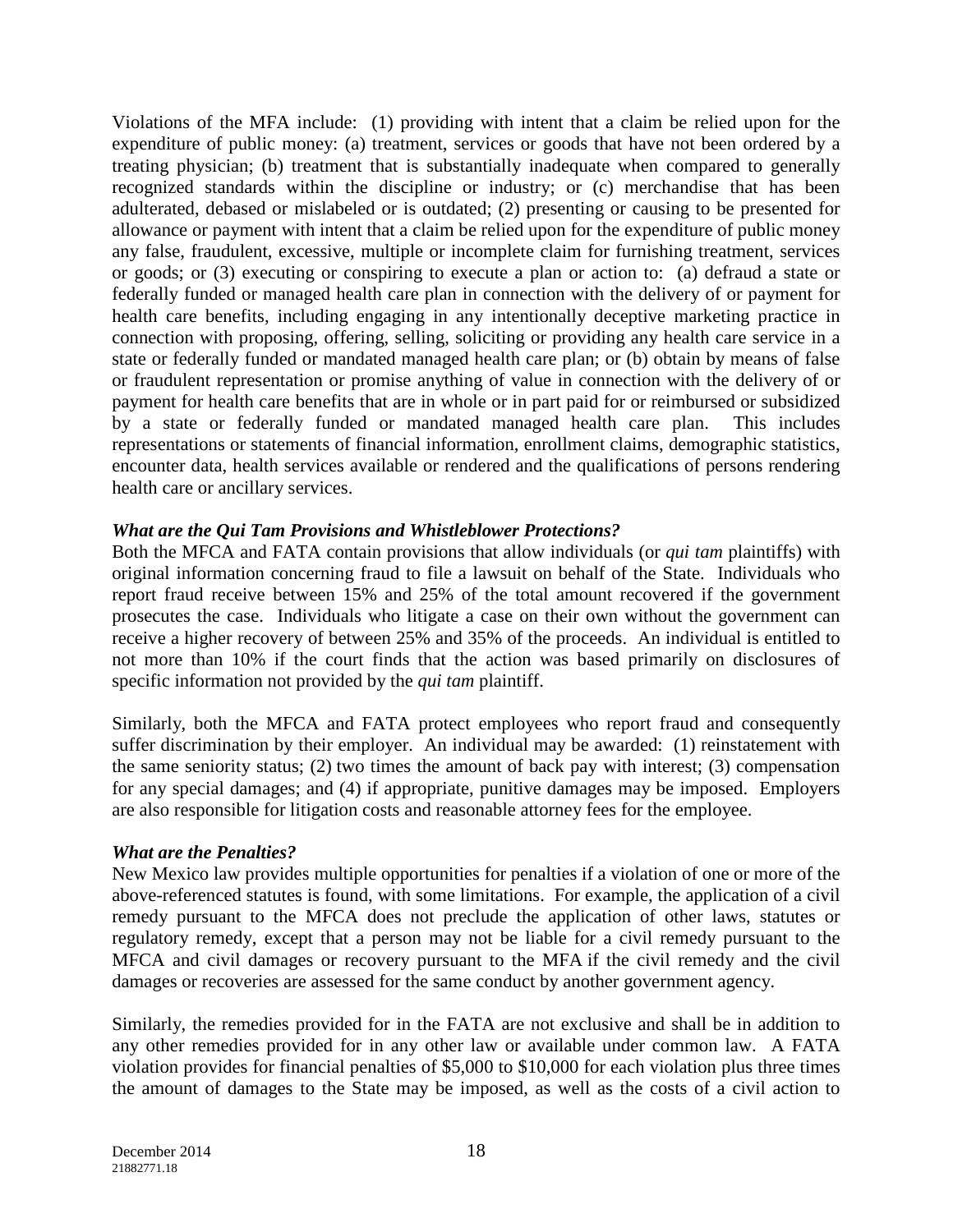Violations of the MFA include: (1) providing with intent that a claim be relied upon for the expenditure of public money: (a) treatment, services or goods that have not been ordered by a treating physician; (b) treatment that is substantially inadequate when compared to generally recognized standards within the discipline or industry; or (c) merchandise that has been adulterated, debased or mislabeled or is outdated; (2) presenting or causing to be presented for allowance or payment with intent that a claim be relied upon for the expenditure of public money any false, fraudulent, excessive, multiple or incomplete claim for furnishing treatment, services or goods; or (3) executing or conspiring to execute a plan or action to: (a) defraud a state or federally funded or managed health care plan in connection with the delivery of or payment for health care benefits, including engaging in any intentionally deceptive marketing practice in connection with proposing, offering, selling, soliciting or providing any health care service in a state or federally funded or mandated managed health care plan; or (b) obtain by means of false or fraudulent representation or promise anything of value in connection with the delivery of or payment for health care benefits that are in whole or in part paid for or reimbursed or subsidized by a state or federally funded or mandated managed health care plan. This includes representations or statements of financial information, enrollment claims, demographic statistics, encounter data, health services available or rendered and the qualifications of persons rendering health care or ancillary services.

***What are the Qui Tam Provisions and Whistleblower Protections?***

Both the MFCA and FATA contain provisions that allow individuals (or *qui tam* plaintiffs) with original information concerning fraud to file a lawsuit on behalf of the State. Individuals who report fraud receive between 15% and 25% of the total amount recovered if the government prosecutes the case. Individuals who litigate a case on their own without the government can receive a higher recovery of between 25% and 35% of the proceeds. An individual is entitled to not more than 10% if the court finds that the action was based primarily on disclosures of specific information not provided by the *qui tam* plaintiff.

Similarly, both the MFCA and FATA protect employees who report fraud and consequently suffer discrimination by their employer. An individual may be awarded: (1) reinstatement with the same seniority status; (2) two times the amount of back pay with interest; (3) compensation for any special damages; and (4) if appropriate, punitive damages may be imposed. Employers are also responsible for litigation costs and reasonable attorney fees for the employee.

***What are the Penalties?***

New Mexico law provides multiple opportunities for penalties if a violation of one or more of the above-referenced statutes is found, with some limitations. For example, the application of a civil remedy pursuant to the MFCA does not preclude the application of other laws, statutes or regulatory remedy, except that a person may not be liable for a civil remedy pursuant to the MFCA and civil damages or recovery pursuant to the MFA if the civil remedy and the civil damages or recoveries are assessed for the same conduct by another government agency.

Similarly, the remedies provided for in the FATA are not exclusive and shall be in addition to any other remedies provided for in any other law or available under common law. A FATA violation provides for financial penalties of $5,000 to $10,000 for each violation plus three times the amount of damages to the State may be imposed, as well as the costs of a civil action to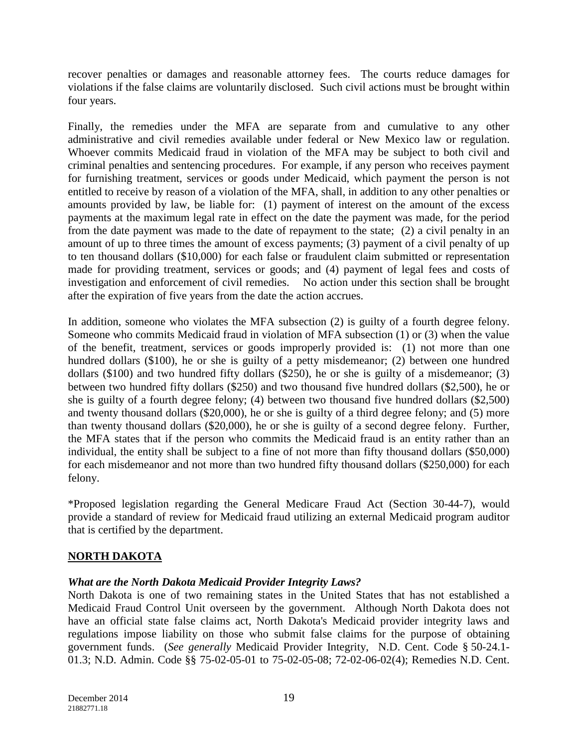recover penalties or damages and reasonable attorney fees. The courts reduce damages for violations if the false claims are voluntarily disclosed. Such civil actions must be brought within four years.

Finally, the remedies under the MFA are separate from and cumulative to any other administrative and civil remedies available under federal or New Mexico law or regulation. Whoever commits Medicaid fraud in violation of the MFA may be subject to both civil and criminal penalties and sentencing procedures. For example, if any person who receives payment for furnishing treatment, services or goods under Medicaid, which payment the person is not entitled to receive by reason of a violation of the MFA, shall, in addition to any other penalties or amounts provided by law, be liable for: (1) payment of interest on the amount of the excess payments at the maximum legal rate in effect on the date the payment was made, for the period from the date payment was made to the date of repayment to the state; (2) a civil penalty in an amount of up to three times the amount of excess payments; (3) payment of a civil penalty of up to ten thousand dollars ($10,000) for each false or fraudulent claim submitted or representation made for providing treatment, services or goods; and (4) payment of legal fees and costs of investigation and enforcement of civil remedies. No action under this section shall be brought after the expiration of five years from the date the action accrues.

In addition, someone who violates the MFA subsection (2) is guilty of a fourth degree felony. Someone who commits Medicaid fraud in violation of MFA subsection (1) or (3) when the value of the benefit, treatment, services or goods improperly provided is: (1) not more than one hundred dollars ($100), he or she is guilty of a petty misdemeanor; (2) between one hundred dollars ($100) and two hundred fifty dollars ($250), he or she is guilty of a misdemeanor; (3) between two hundred fifty dollars ($250) and two thousand five hundred dollars ($2,500), he or she is guilty of a fourth degree felony; (4) between two thousand five hundred dollars ($2,500) and twenty thousand dollars ($20,000), he or she is guilty of a third degree felony; and (5) more than twenty thousand dollars ($20,000), he or she is guilty of a second degree felony. Further, the MFA states that if the person who commits the Medicaid fraud is an entity rather than an individual, the entity shall be subject to a fine of not more than fifty thousand dollars ($50,000) for each misdemeanor and not more than two hundred fifty thousand dollars ($250,000) for each felony.

*Proposed legislation regarding the General Medicare Fraud Act (Section 30-44-7), would provide a standard of review for Medicaid fraud utilizing an external Medicaid program auditor that is certified by the department.

## NORTH DAKOTA

***What are the North Dakota Medicaid Provider Integrity Laws?***

North Dakota is one of two remaining states in the United States that has not established a Medicaid Fraud Control Unit overseen by the government. Although North Dakota does not have an official state false claims act, North Dakota's Medicaid provider integrity laws and regulations impose liability on those who submit false claims for the purpose of obtaining government funds. (*See generally* Medicaid Provider Integrity, N.D. Cent. Code § 50-24.1-01.3; N.D. Admin. Code §§ 75-02-05-01 to 75-02-05-08; 72-02-06-02(4); Remedies N.D. Cent.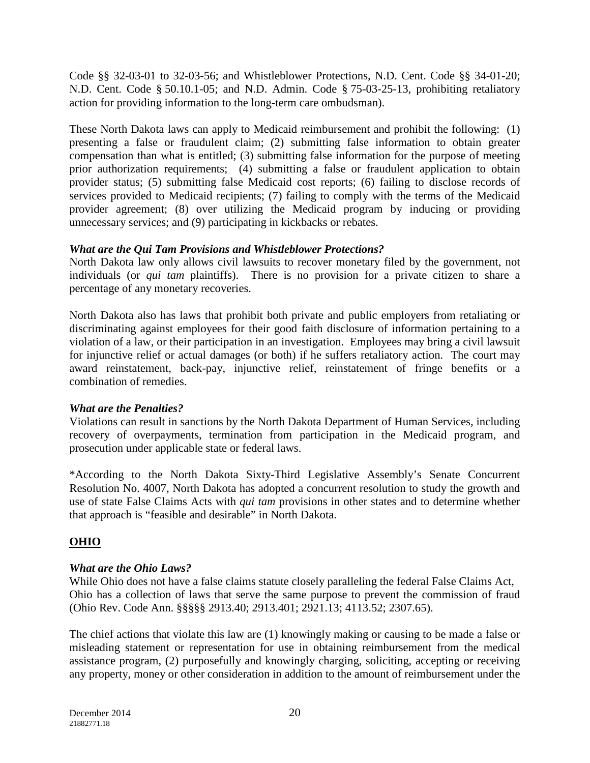Code §§ 32-03-01 to 32-03-56; and Whistleblower Protections, N.D. Cent. Code §§ 34-01-20; N.D. Cent. Code § 50.10.1-05; and N.D. Admin. Code § 75-03-25-13, prohibiting retaliatory action for providing information to the long-term care ombudsman).

These North Dakota laws can apply to Medicaid reimbursement and prohibit the following: (1) presenting a false or fraudulent claim; (2) submitting false information to obtain greater compensation than what is entitled; (3) submitting false information for the purpose of meeting prior authorization requirements; (4) submitting a false or fraudulent application to obtain provider status; (5) submitting false Medicaid cost reports; (6) failing to disclose records of services provided to Medicaid recipients; (7) failing to comply with the terms of the Medicaid provider agreement; (8) over utilizing the Medicaid program by inducing or providing unnecessary services; and (9) participating in kickbacks or rebates.

***What are the Qui Tam Provisions and Whistleblower Protections?***

North Dakota law only allows civil lawsuits to recover monetary filed by the government, not individuals (or *qui tam* plaintiffs). There is no provision for a private citizen to share a percentage of any monetary recoveries.

North Dakota also has laws that prohibit both private and public employers from retaliating or discriminating against employees for their good faith disclosure of information pertaining to a violation of a law, or their participation in an investigation. Employees may bring a civil lawsuit for injunctive relief or actual damages (or both) if he suffers retaliatory action. The court may award reinstatement, back-pay, injunctive relief, reinstatement of fringe benefits or a combination of remedies.

***What are the Penalties?***

Violations can result in sanctions by the North Dakota Department of Human Services, including recovery of overpayments, termination from participation in the Medicaid program, and prosecution under applicable state or federal laws.

*According to the North Dakota Sixty-Third Legislative Assembly's Senate Concurrent Resolution No. 4007, North Dakota has adopted a concurrent resolution to study the growth and use of state False Claims Acts with *qui tam* provisions in other states and to determine whether that approach is "feasible and desirable" in North Dakota.

## **OHIO**

***What are the Ohio Laws?***

While Ohio does not have a false claims statute closely paralleling the federal False Claims Act, Ohio has a collection of laws that serve the same purpose to prevent the commission of fraud (Ohio Rev. Code Ann. §§§§§ 2913.40; 2913.401; 2921.13; 4113.52; 2307.65).

The chief actions that violate this law are (1) knowingly making or causing to be made a false or misleading statement or representation for use in obtaining reimbursement from the medical assistance program, (2) purposefully and knowingly charging, soliciting, accepting or receiving any property, money or other consideration in addition to the amount of reimbursement under the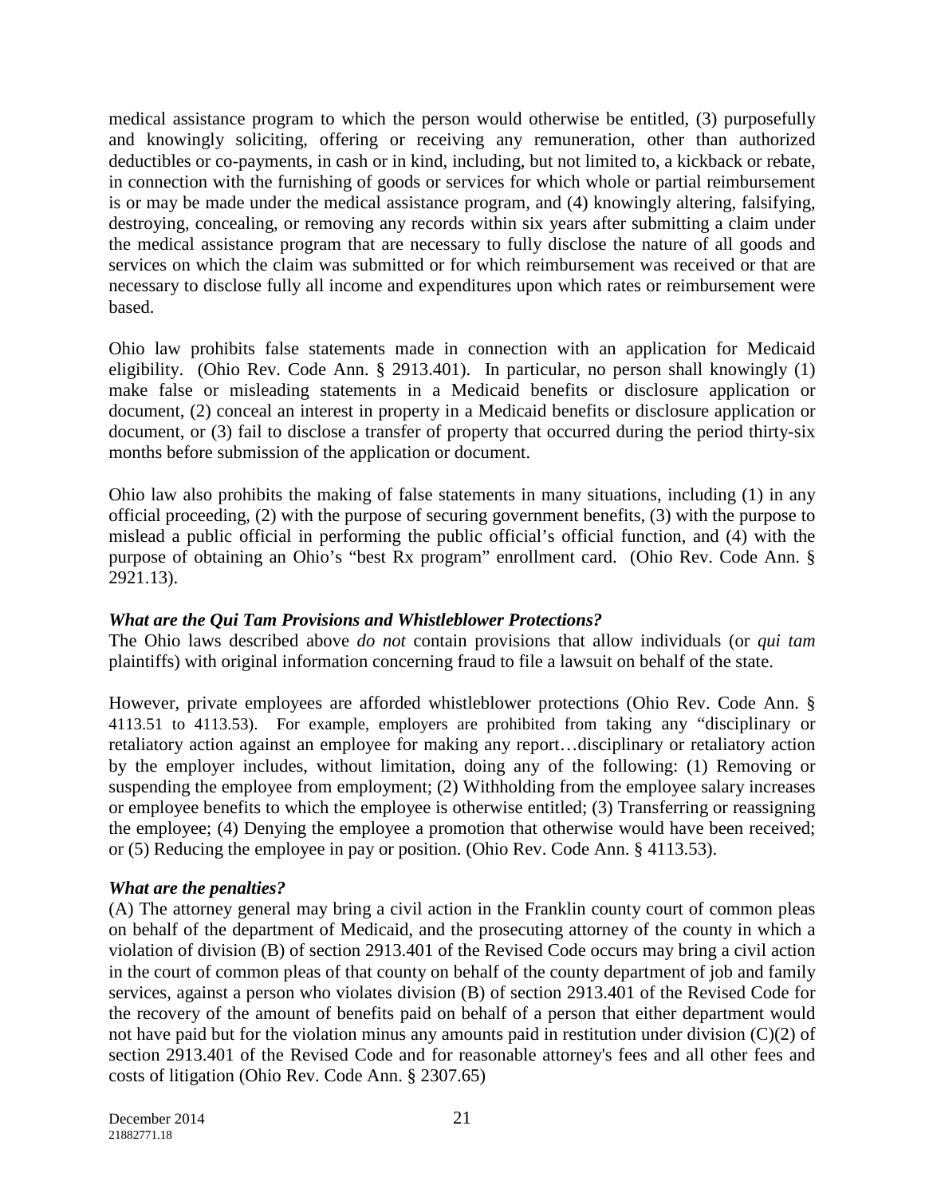medical assistance program to which the person would otherwise be entitled, (3) purposefully and knowingly soliciting, offering or receiving any remuneration, other than authorized deductibles or co-payments, in cash or in kind, including, but not limited to, a kickback or rebate, in connection with the furnishing of goods or services for which whole or partial reimbursement is or may be made under the medical assistance program, and (4) knowingly altering, falsifying, destroying, concealing, or removing any records within six years after submitting a claim under the medical assistance program that are necessary to fully disclose the nature of all goods and services on which the claim was submitted or for which reimbursement was received or that are necessary to disclose fully all income and expenditures upon which rates or reimbursement were based.

Ohio law prohibits false statements made in connection with an application for Medicaid eligibility. (Ohio Rev. Code Ann. § 2913.401). In particular, no person shall knowingly (1) make false or misleading statements in a Medicaid benefits or disclosure application or document, (2) conceal an interest in property in a Medicaid benefits or disclosure application or document, or (3) fail to disclose a transfer of property that occurred during the period thirty-six months before submission of the application or document.

Ohio law also prohibits the making of false statements in many situations, including (1) in any official proceeding, (2) with the purpose of securing government benefits, (3) with the purpose to mislead a public official in performing the public official's official function, and (4) with the purpose of obtaining an Ohio's "best Rx program" enrollment card. (Ohio Rev. Code Ann. § 2921.13).

***What are the Qui Tam Provisions and Whistleblower Protections?***

The Ohio laws described above *do not* contain provisions that allow individuals (or *qui tam* plaintiffs) with original information concerning fraud to file a lawsuit on behalf of the state.

However, private employees are afforded whistleblower protections (Ohio Rev. Code Ann. § 4113.51 to 4113.53). For example, employers are prohibited from taking any "disciplinary or retaliatory action against an employee for making any report…disciplinary or retaliatory action by the employer includes, without limitation, doing any of the following: (1) Removing or suspending the employee from employment; (2) Withholding from the employee salary increases or employee benefits to which the employee is otherwise entitled; (3) Transferring or reassigning the employee; (4) Denying the employee a promotion that otherwise would have been received; or (5) Reducing the employee in pay or position. (Ohio Rev. Code Ann. § 4113.53).

***What are the penalties?***

(A) The attorney general may bring a civil action in the Franklin county court of common pleas on behalf of the department of Medicaid, and the prosecuting attorney of the county in which a violation of division (B) of section 2913.401 of the Revised Code occurs may bring a civil action in the court of common pleas of that county on behalf of the county department of job and family services, against a person who violates division (B) of section 2913.401 of the Revised Code for the recovery of the amount of benefits paid on behalf of a person that either department would not have paid but for the violation minus any amounts paid in restitution under division (C)(2) of section 2913.401 of the Revised Code and for reasonable attorney's fees and all other fees and costs of litigation (Ohio Rev. Code Ann. § 2307.65)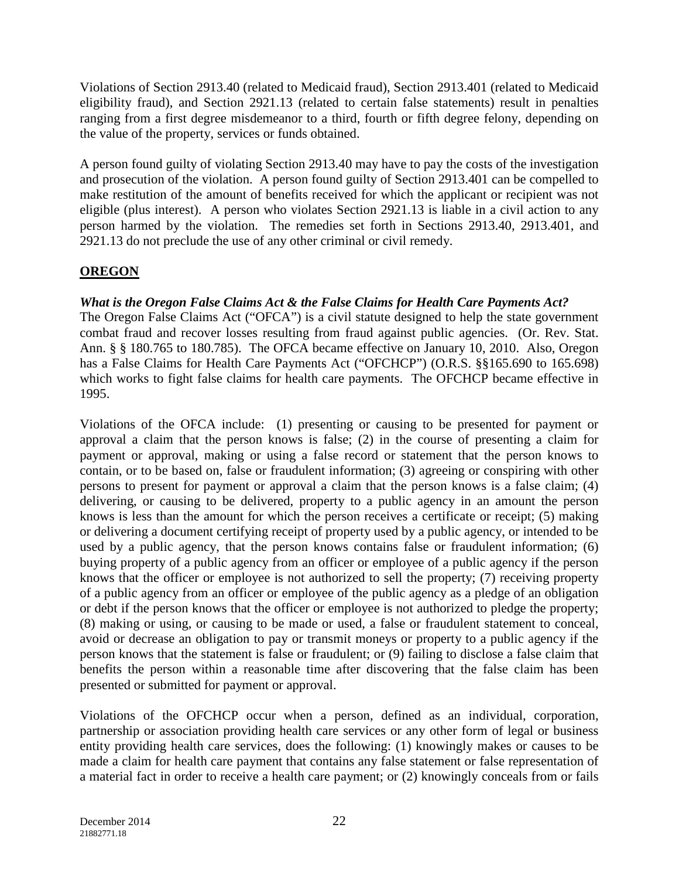Violations of Section 2913.40 (related to Medicaid fraud), Section 2913.401 (related to Medicaid eligibility fraud), and Section 2921.13 (related to certain false statements) result in penalties ranging from a first degree misdemeanor to a third, fourth or fifth degree felony, depending on the value of the property, services or funds obtained.

A person found guilty of violating Section 2913.40 may have to pay the costs of the investigation and prosecution of the violation. A person found guilty of Section 2913.401 can be compelled to make restitution of the amount of benefits received for which the applicant or recipient was not eligible (plus interest). A person who violates Section 2921.13 is liable in a civil action to any person harmed by the violation. The remedies set forth in Sections 2913.40, 2913.401, and 2921.13 do not preclude the use of any other criminal or civil remedy.

## OREGON

***What is the Oregon False Claims Act & the False Claims for Health Care Payments Act?***

The Oregon False Claims Act ("OFCA") is a civil statute designed to help the state government combat fraud and recover losses resulting from fraud against public agencies. (Or. Rev. Stat. Ann. § § 180.765 to 180.785). The OFCA became effective on January 10, 2010. Also, Oregon has a False Claims for Health Care Payments Act ("OFCHCP") (O.R.S. §§165.690 to 165.698) which works to fight false claims for health care payments. The OFCHCP became effective in 1995.

Violations of the OFCA include: (1) presenting or causing to be presented for payment or approval a claim that the person knows is false; (2) in the course of presenting a claim for payment or approval, making or using a false record or statement that the person knows to contain, or to be based on, false or fraudulent information; (3) agreeing or conspiring with other persons to present for payment or approval a claim that the person knows is a false claim; (4) delivering, or causing to be delivered, property to a public agency in an amount the person knows is less than the amount for which the person receives a certificate or receipt; (5) making or delivering a document certifying receipt of property used by a public agency, or intended to be used by a public agency, that the person knows contains false or fraudulent information; (6) buying property of a public agency from an officer or employee of a public agency if the person knows that the officer or employee is not authorized to sell the property; (7) receiving property of a public agency from an officer or employee of the public agency as a pledge of an obligation or debt if the person knows that the officer or employee is not authorized to pledge the property; (8) making or using, or causing to be made or used, a false or fraudulent statement to conceal, avoid or decrease an obligation to pay or transmit moneys or property to a public agency if the person knows that the statement is false or fraudulent; or (9) failing to disclose a false claim that benefits the person within a reasonable time after discovering that the false claim has been presented or submitted for payment or approval.

Violations of the OFCHCP occur when a person, defined as an individual, corporation, partnership or association providing health care services or any other form of legal or business entity providing health care services, does the following: (1) knowingly makes or causes to be made a claim for health care payment that contains any false statement or false representation of a material fact in order to receive a health care payment; or (2) knowingly conceals from or fails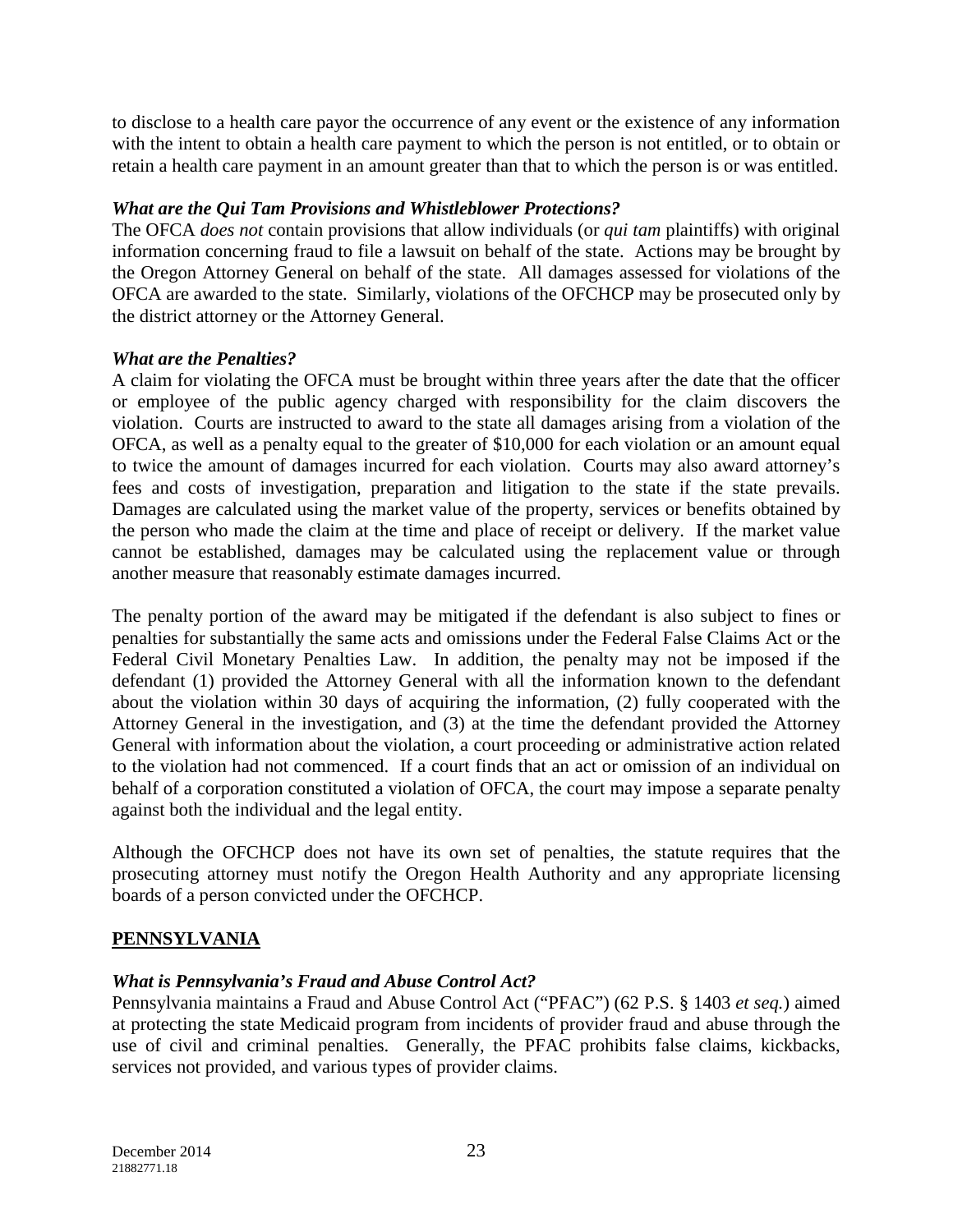to disclose to a health care payor the occurrence of any event or the existence of any information with the intent to obtain a health care payment to which the person is not entitled, or to obtain or retain a health care payment in an amount greater than that to which the person is or was entitled.

***What are the Qui Tam Provisions and Whistleblower Protections?***

The OFCA *does not* contain provisions that allow individuals (or *qui tam* plaintiffs) with original information concerning fraud to file a lawsuit on behalf of the state. Actions may be brought by the Oregon Attorney General on behalf of the state. All damages assessed for violations of the OFCA are awarded to the state. Similarly, violations of the OFCHCP may be prosecuted only by the district attorney or the Attorney General.

***What are the Penalties?***

A claim for violating the OFCA must be brought within three years after the date that the officer or employee of the public agency charged with responsibility for the claim discovers the violation. Courts are instructed to award to the state all damages arising from a violation of the OFCA, as well as a penalty equal to the greater of $10,000 for each violation or an amount equal to twice the amount of damages incurred for each violation. Courts may also award attorney's fees and costs of investigation, preparation and litigation to the state if the state prevails. Damages are calculated using the market value of the property, services or benefits obtained by the person who made the claim at the time and place of receipt or delivery. If the market value cannot be established, damages may be calculated using the replacement value or through another measure that reasonably estimate damages incurred.

The penalty portion of the award may be mitigated if the defendant is also subject to fines or penalties for substantially the same acts and omissions under the Federal False Claims Act or the Federal Civil Monetary Penalties Law. In addition, the penalty may not be imposed if the defendant (1) provided the Attorney General with all the information known to the defendant about the violation within 30 days of acquiring the information, (2) fully cooperated with the Attorney General in the investigation, and (3) at the time the defendant provided the Attorney General with information about the violation, a court proceeding or administrative action related to the violation had not commenced. If a court finds that an act or omission of an individual on behalf of a corporation constituted a violation of OFCA, the court may impose a separate penalty against both the individual and the legal entity.

Although the OFCHCP does not have its own set of penalties, the statute requires that the prosecuting attorney must notify the Oregon Health Authority and any appropriate licensing boards of a person convicted under the OFCHCP.

## PENNSYLVANIA

***What is Pennsylvania's Fraud and Abuse Control Act?***

Pennsylvania maintains a Fraud and Abuse Control Act ("PFAC") (62 P.S. § 1403 *et seq.*) aimed at protecting the state Medicaid program from incidents of provider fraud and abuse through the use of civil and criminal penalties. Generally, the PFAC prohibits false claims, kickbacks, services not provided, and various types of provider claims.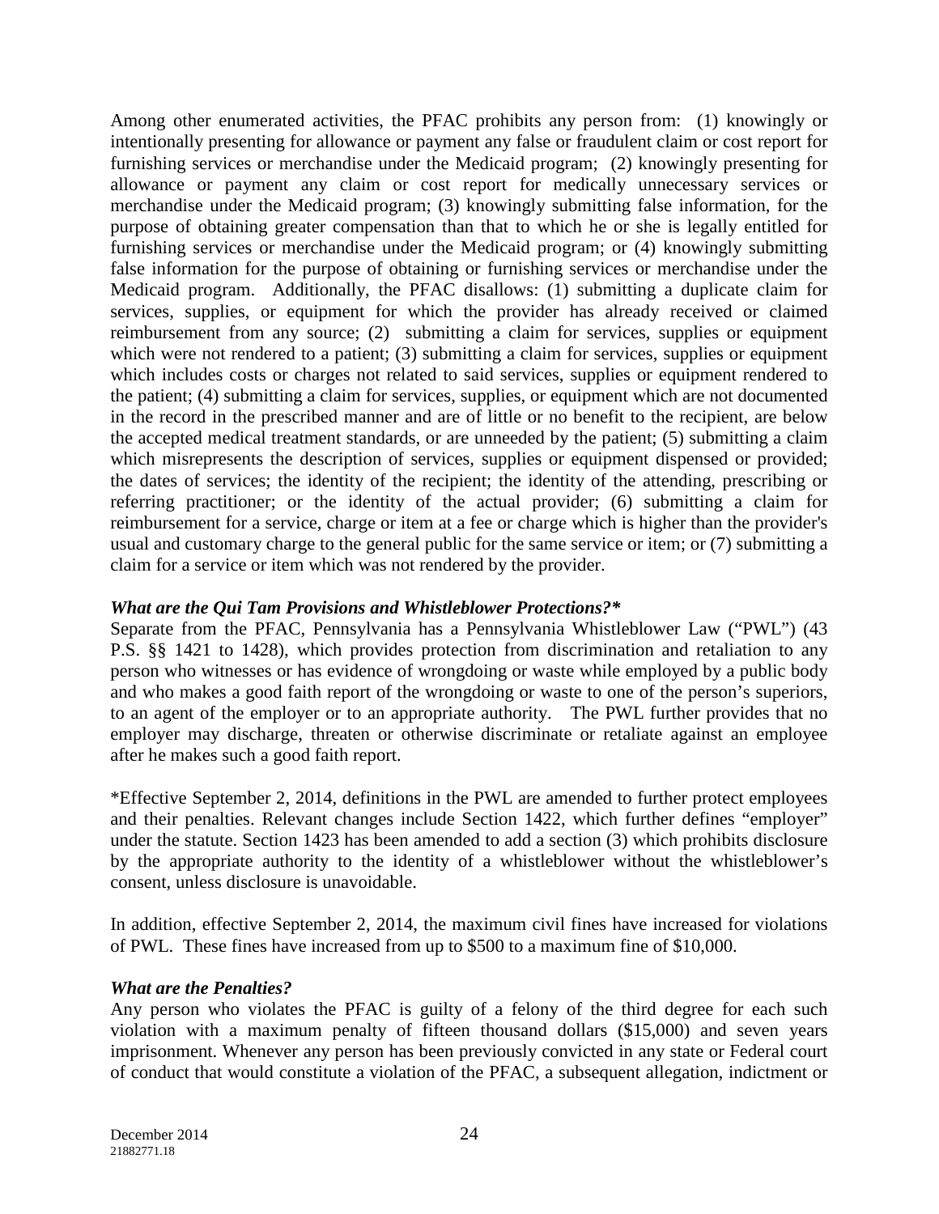Among other enumerated activities, the PFAC prohibits any person from: (1) knowingly or intentionally presenting for allowance or payment any false or fraudulent claim or cost report for furnishing services or merchandise under the Medicaid program; (2) knowingly presenting for allowance or payment any claim or cost report for medically unnecessary services or merchandise under the Medicaid program; (3) knowingly submitting false information, for the purpose of obtaining greater compensation than that to which he or she is legally entitled for furnishing services or merchandise under the Medicaid program; or (4) knowingly submitting false information for the purpose of obtaining or furnishing services or merchandise under the Medicaid program. Additionally, the PFAC disallows: (1) submitting a duplicate claim for services, supplies, or equipment for which the provider has already received or claimed reimbursement from any source; (2) submitting a claim for services, supplies or equipment which were not rendered to a patient; (3) submitting a claim for services, supplies or equipment which includes costs or charges not related to said services, supplies or equipment rendered to the patient; (4) submitting a claim for services, supplies, or equipment which are not documented in the record in the prescribed manner and are of little or no benefit to the recipient, are below the accepted medical treatment standards, or are unneeded by the patient; (5) submitting a claim which misrepresents the description of services, supplies or equipment dispensed or provided; the dates of services; the identity of the recipient; the identity of the attending, prescribing or referring practitioner; or the identity of the actual provider; (6) submitting a claim for reimbursement for a service, charge or item at a fee or charge which is higher than the provider's usual and customary charge to the general public for the same service or item; or (7) submitting a claim for a service or item which was not rendered by the provider.

***What are the Qui Tam Provisions and Whistleblower Protections?****

Separate from the PFAC, Pennsylvania has a Pennsylvania Whistleblower Law ("PWL") (43 P.S. §§ 1421 to 1428), which provides protection from discrimination and retaliation to any person who witnesses or has evidence of wrongdoing or waste while employed by a public body and who makes a good faith report of the wrongdoing or waste to one of the person's superiors, to an agent of the employer or to an appropriate authority. The PWL further provides that no employer may discharge, threaten or otherwise discriminate or retaliate against an employee after he makes such a good faith report.

*Effective September 2, 2014, definitions in the PWL are amended to further protect employees and their penalties. Relevant changes include Section 1422, which further defines "employer" under the statute. Section 1423 has been amended to add a section (3) which prohibits disclosure by the appropriate authority to the identity of a whistleblower without the whistleblower's consent, unless disclosure is unavoidable.

In addition, effective September 2, 2014, the maximum civil fines have increased for violations of PWL. These fines have increased from up to $500 to a maximum fine of $10,000.

***What are the Penalties?***

Any person who violates the PFAC is guilty of a felony of the third degree for each such violation with a maximum penalty of fifteen thousand dollars ($15,000) and seven years imprisonment. Whenever any person has been previously convicted in any state or Federal court of conduct that would constitute a violation of the PFAC, a subsequent allegation, indictment or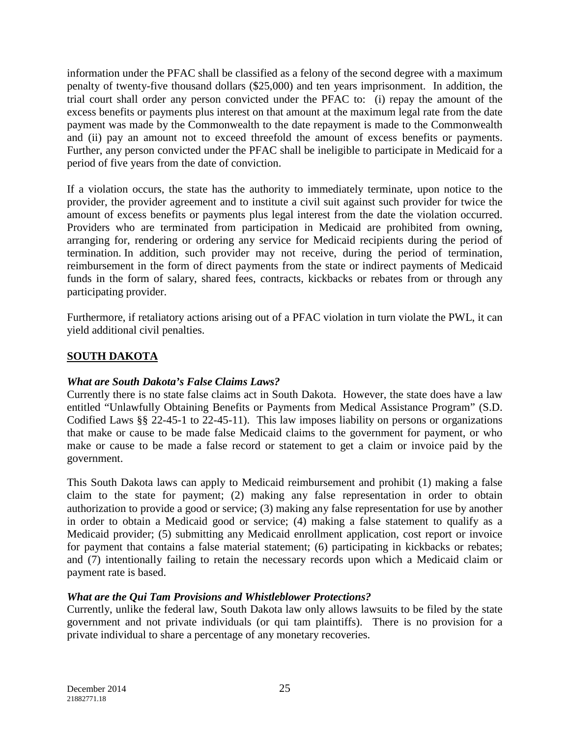information under the PFAC shall be classified as a felony of the second degree with a maximum penalty of twenty-five thousand dollars ($25,000) and ten years imprisonment. In addition, the trial court shall order any person convicted under the PFAC to: (i) repay the amount of the excess benefits or payments plus interest on that amount at the maximum legal rate from the date payment was made by the Commonwealth to the date repayment is made to the Commonwealth and (ii) pay an amount not to exceed threefold the amount of excess benefits or payments. Further, any person convicted under the PFAC shall be ineligible to participate in Medicaid for a period of five years from the date of conviction.

If a violation occurs, the state has the authority to immediately terminate, upon notice to the provider, the provider agreement and to institute a civil suit against such provider for twice the amount of excess benefits or payments plus legal interest from the date the violation occurred. Providers who are terminated from participation in Medicaid are prohibited from owning, arranging for, rendering or ordering any service for Medicaid recipients during the period of termination. In addition, such provider may not receive, during the period of termination, reimbursement in the form of direct payments from the state or indirect payments of Medicaid funds in the form of salary, shared fees, contracts, kickbacks or rebates from or through any participating provider.

Furthermore, if retaliatory actions arising out of a PFAC violation in turn violate the PWL, it can yield additional civil penalties.

## SOUTH DAKOTA

### *What are South Dakota's False Claims Laws?*

Currently there is no state false claims act in South Dakota. However, the state does have a law entitled "Unlawfully Obtaining Benefits or Payments from Medical Assistance Program" (S.D. Codified Laws §§ 22-45-1 to 22-45-11). This law imposes liability on persons or organizations that make or cause to be made false Medicaid claims to the government for payment, or who make or cause to be made a false record or statement to get a claim or invoice paid by the government.

This South Dakota laws can apply to Medicaid reimbursement and prohibit (1) making a false claim to the state for payment; (2) making any false representation in order to obtain authorization to provide a good or service; (3) making any false representation for use by another in order to obtain a Medicaid good or service; (4) making a false statement to qualify as a Medicaid provider; (5) submitting any Medicaid enrollment application, cost report or invoice for payment that contains a false material statement; (6) participating in kickbacks or rebates; and (7) intentionally failing to retain the necessary records upon which a Medicaid claim or payment rate is based.

### *What are the Qui Tam Provisions and Whistleblower Protections?*

Currently, unlike the federal law, South Dakota law only allows lawsuits to be filed by the state government and not private individuals (or qui tam plaintiffs). There is no provision for a private individual to share a percentage of any monetary recoveries.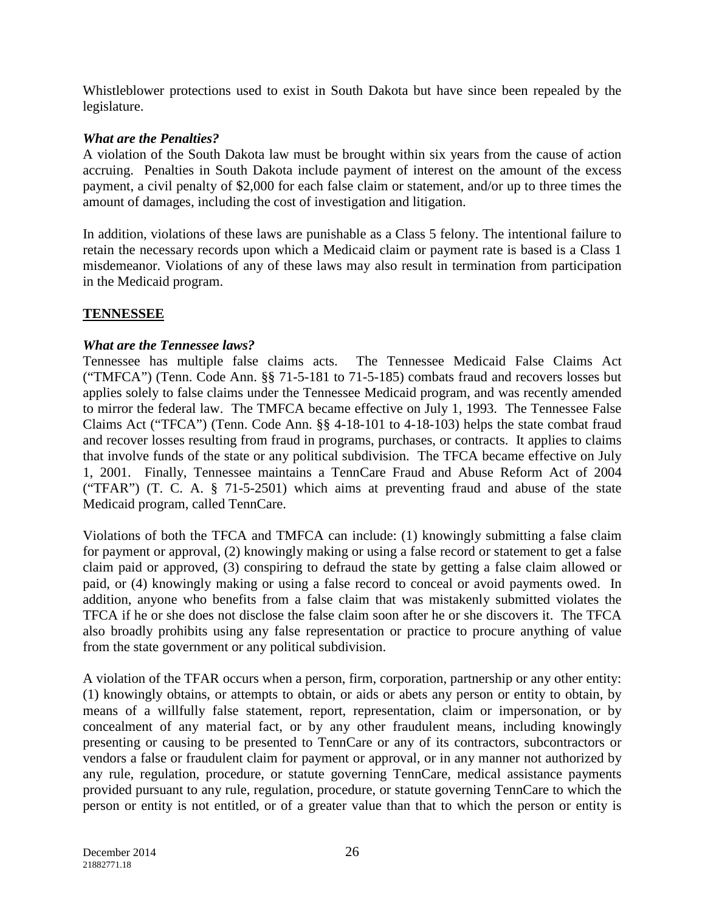Whistleblower protections used to exist in South Dakota but have since been repealed by the legislature.

***What are the Penalties?***

A violation of the South Dakota law must be brought within six years from the cause of action accruing. Penalties in South Dakota include payment of interest on the amount of the excess payment, a civil penalty of $2,000 for each false claim or statement, and/or up to three times the amount of damages, including the cost of investigation and litigation.

In addition, violations of these laws are punishable as a Class 5 felony. The intentional failure to retain the necessary records upon which a Medicaid claim or payment rate is based is a Class 1 misdemeanor. Violations of any of these laws may also result in termination from participation in the Medicaid program.

## **TENNESSEE**

***What are the Tennessee laws?***

Tennessee has multiple false claims acts. The Tennessee Medicaid False Claims Act ("TMFCA") (Tenn. Code Ann. §§ 71-5-181 to 71-5-185) combats fraud and recovers losses but applies solely to false claims under the Tennessee Medicaid program, and was recently amended to mirror the federal law. The TMFCA became effective on July 1, 1993. The Tennessee False Claims Act ("TFCA") (Tenn. Code Ann. §§ 4-18-101 to 4-18-103) helps the state combat fraud and recover losses resulting from fraud in programs, purchases, or contracts. It applies to claims that involve funds of the state or any political subdivision. The TFCA became effective on July 1, 2001. Finally, Tennessee maintains a TennCare Fraud and Abuse Reform Act of 2004 ("TFAR") (T. C. A. § 71-5-2501) which aims at preventing fraud and abuse of the state Medicaid program, called TennCare.

Violations of both the TFCA and TMFCA can include: (1) knowingly submitting a false claim for payment or approval, (2) knowingly making or using a false record or statement to get a false claim paid or approved, (3) conspiring to defraud the state by getting a false claim allowed or paid, or (4) knowingly making or using a false record to conceal or avoid payments owed. In addition, anyone who benefits from a false claim that was mistakenly submitted violates the TFCA if he or she does not disclose the false claim soon after he or she discovers it. The TFCA also broadly prohibits using any false representation or practice to procure anything of value from the state government or any political subdivision.

A violation of the TFAR occurs when a person, firm, corporation, partnership or any other entity: (1) knowingly obtains, or attempts to obtain, or aids or abets any person or entity to obtain, by means of a willfully false statement, report, representation, claim or impersonation, or by concealment of any material fact, or by any other fraudulent means, including knowingly presenting or causing to be presented to TennCare or any of its contractors, subcontractors or vendors a false or fraudulent claim for payment or approval, or in any manner not authorized by any rule, regulation, procedure, or statute governing TennCare, medical assistance payments provided pursuant to any rule, regulation, procedure, or statute governing TennCare to which the person or entity is not entitled, or of a greater value than that to which the person or entity is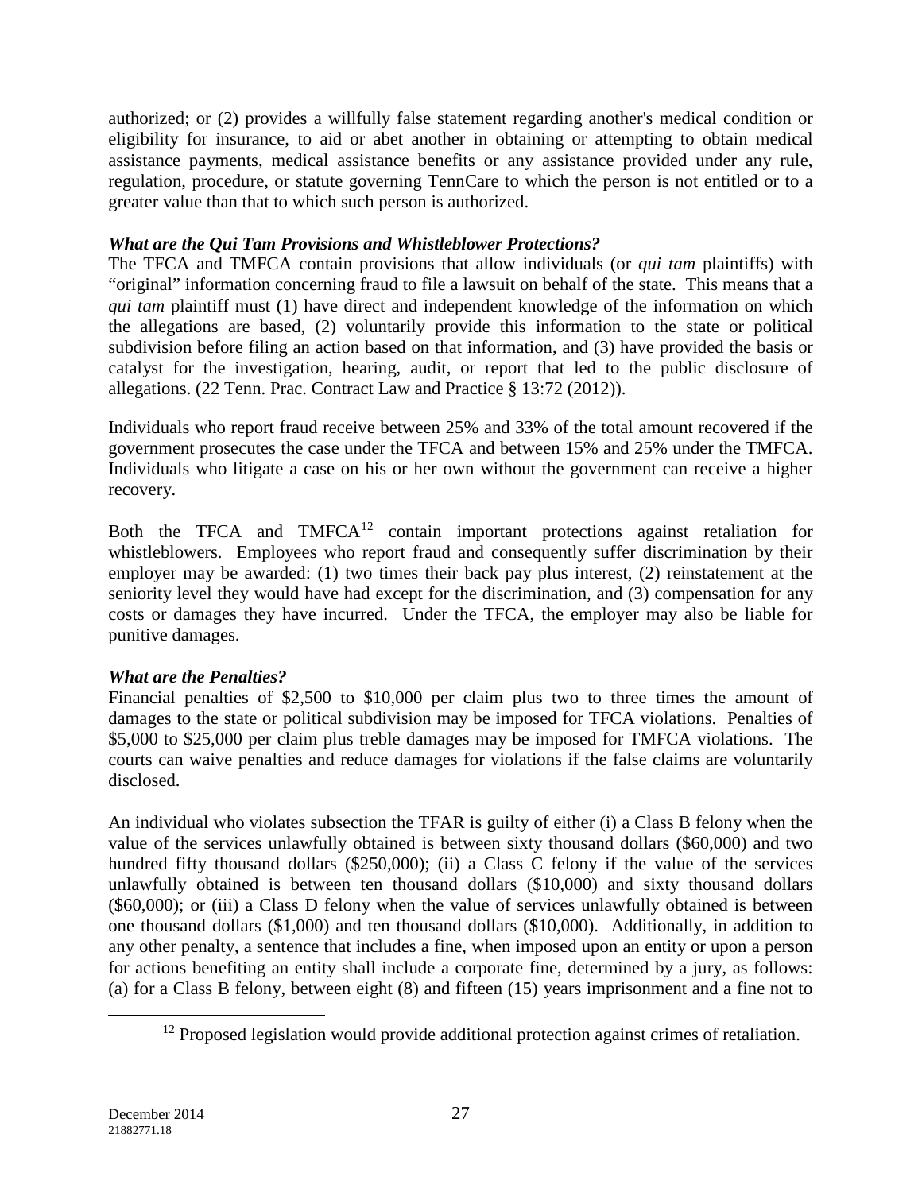authorized; or (2) provides a willfully false statement regarding another's medical condition or eligibility for insurance, to aid or abet another in obtaining or attempting to obtain medical assistance payments, medical assistance benefits or any assistance provided under any rule, regulation, procedure, or statute governing TennCare to which the person is not entitled or to a greater value than that to which such person is authorized.

***What are the Qui Tam Provisions and Whistleblower Protections?***

The TFCA and TMFCA contain provisions that allow individuals (or *qui tam* plaintiffs) with "original" information concerning fraud to file a lawsuit on behalf of the state. This means that a *qui tam* plaintiff must (1) have direct and independent knowledge of the information on which the allegations are based, (2) voluntarily provide this information to the state or political subdivision before filing an action based on that information, and (3) have provided the basis or catalyst for the investigation, hearing, audit, or report that led to the public disclosure of allegations. (22 Tenn. Prac. Contract Law and Practice § 13:72 (2012)).

Individuals who report fraud receive between 25% and 33% of the total amount recovered if the government prosecutes the case under the TFCA and between 15% and 25% under the TMFCA. Individuals who litigate a case on his or her own without the government can receive a higher recovery.

Both the TFCA and TMFCA[12] contain important protections against retaliation for whistleblowers. Employees who report fraud and consequently suffer discrimination by their employer may be awarded: (1) two times their back pay plus interest, (2) reinstatement at the seniority level they would have had except for the discrimination, and (3) compensation for any costs or damages they have incurred. Under the TFCA, the employer may also be liable for punitive damages.

***What are the Penalties?***

Financial penalties of $2,500 to $10,000 per claim plus two to three times the amount of damages to the state or political subdivision may be imposed for TFCA violations. Penalties of $5,000 to $25,000 per claim plus treble damages may be imposed for TMFCA violations. The courts can waive penalties and reduce damages for violations if the false claims are voluntarily disclosed.

An individual who violates subsection the TFAR is guilty of either (i) a Class B felony when the value of the services unlawfully obtained is between sixty thousand dollars ($60,000) and two hundred fifty thousand dollars ($250,000); (ii) a Class C felony if the value of the services unlawfully obtained is between ten thousand dollars ($10,000) and sixty thousand dollars ($60,000); or (iii) a Class D felony when the value of services unlawfully obtained is between one thousand dollars ($1,000) and ten thousand dollars ($10,000). Additionally, in addition to any other penalty, a sentence that includes a fine, when imposed upon an entity or upon a person for actions benefiting an entity shall include a corporate fine, determined by a jury, as follows: (a) for a Class B felony, between eight (8) and fifteen (15) years imprisonment and a fine not to

[12] Proposed legislation would provide additional protection against crimes of retaliation.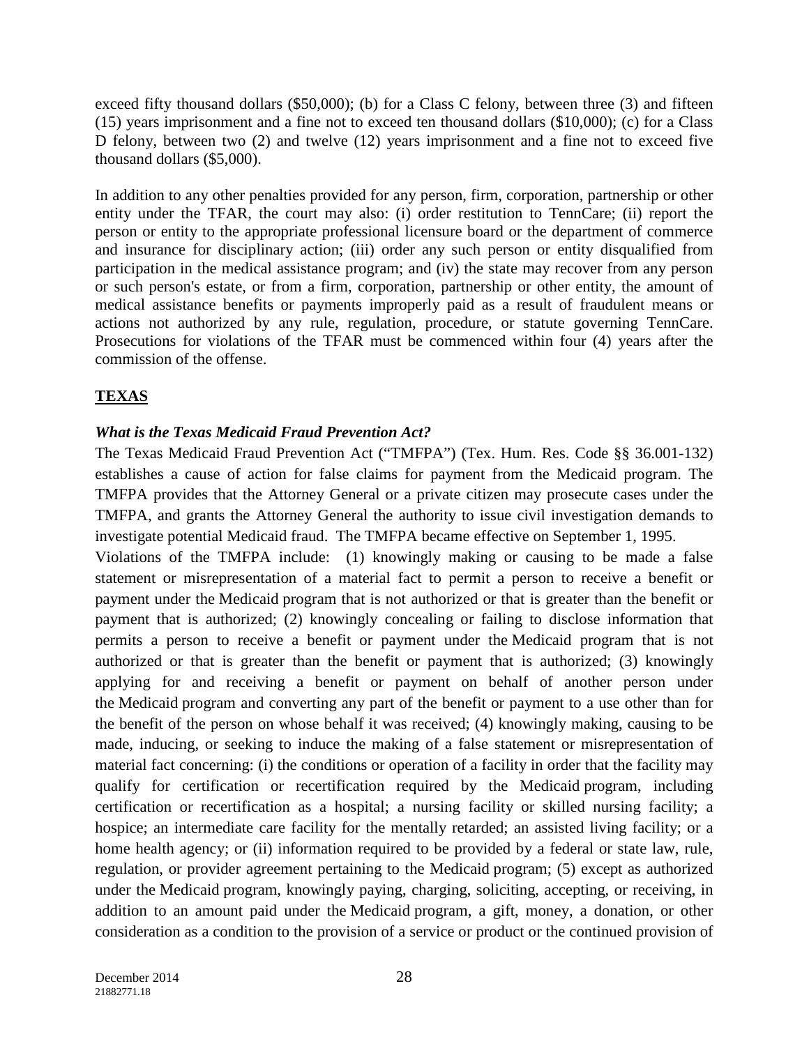exceed fifty thousand dollars ($50,000); (b) for a Class C felony, between three (3) and fifteen (15) years imprisonment and a fine not to exceed ten thousand dollars ($10,000); (c) for a Class D felony, between two (2) and twelve (12) years imprisonment and a fine not to exceed five thousand dollars ($5,000).

In addition to any other penalties provided for any person, firm, corporation, partnership or other entity under the TFAR, the court may also: (i) order restitution to TennCare; (ii) report the person or entity to the appropriate professional licensure board or the department of commerce and insurance for disciplinary action; (iii) order any such person or entity disqualified from participation in the medical assistance program; and (iv) the state may recover from any person or such person's estate, or from a firm, corporation, partnership or other entity, the amount of medical assistance benefits or payments improperly paid as a result of fraudulent means or actions not authorized by any rule, regulation, procedure, or statute governing TennCare. Prosecutions for violations of the TFAR must be commenced within four (4) years after the commission of the offense.

## TEXAS

### *What is the Texas Medicaid Fraud Prevention Act?*

The Texas Medicaid Fraud Prevention Act ("TMFPA") (Tex. Hum. Res. Code §§ 36.001-132) establishes a cause of action for false claims for payment from the Medicaid program. The TMFPA provides that the Attorney General or a private citizen may prosecute cases under the TMFPA, and grants the Attorney General the authority to issue civil investigation demands to investigate potential Medicaid fraud. The TMFPA became effective on September 1, 1995.

Violations of the TMFPA include: (1) knowingly making or causing to be made a false statement or misrepresentation of a material fact to permit a person to receive a benefit or payment under the Medicaid program that is not authorized or that is greater than the benefit or payment that is authorized; (2) knowingly concealing or failing to disclose information that permits a person to receive a benefit or payment under the Medicaid program that is not authorized or that is greater than the benefit or payment that is authorized; (3) knowingly applying for and receiving a benefit or payment on behalf of another person under the Medicaid program and converting any part of the benefit or payment to a use other than for the benefit of the person on whose behalf it was received; (4) knowingly making, causing to be made, inducing, or seeking to induce the making of a false statement or misrepresentation of material fact concerning: (i) the conditions or operation of a facility in order that the facility may qualify for certification or recertification required by the Medicaid program, including certification or recertification as a hospital; a nursing facility or skilled nursing facility; a hospice; an intermediate care facility for the mentally retarded; an assisted living facility; or a home health agency; or (ii) information required to be provided by a federal or state law, rule, regulation, or provider agreement pertaining to the Medicaid program; (5) except as authorized under the Medicaid program, knowingly paying, charging, soliciting, accepting, or receiving, in addition to an amount paid under the Medicaid program, a gift, money, a donation, or other consideration as a condition to the provision of a service or product or the continued provision of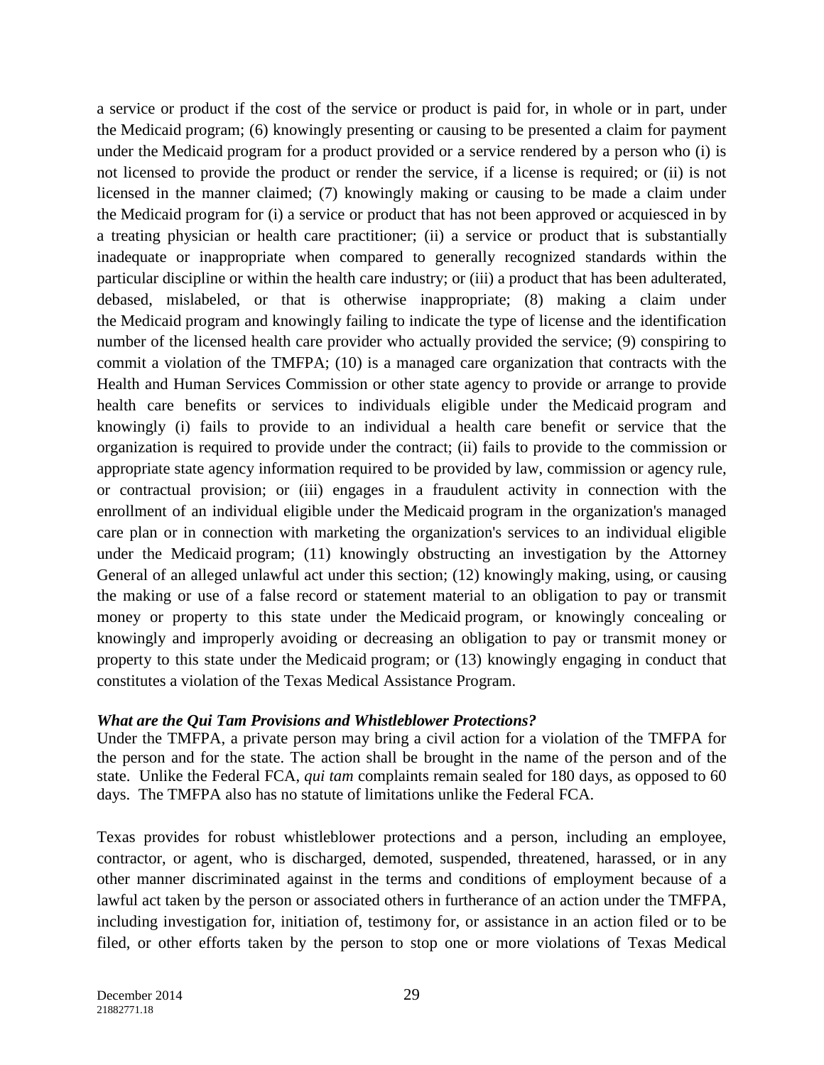a service or product if the cost of the service or product is paid for, in whole or in part, under the Medicaid program; (6) knowingly presenting or causing to be presented a claim for payment under the Medicaid program for a product provided or a service rendered by a person who (i) is not licensed to provide the product or render the service, if a license is required; or (ii) is not licensed in the manner claimed; (7) knowingly making or causing to be made a claim under the Medicaid program for (i) a service or product that has not been approved or acquiesced in by a treating physician or health care practitioner; (ii) a service or product that is substantially inadequate or inappropriate when compared to generally recognized standards within the particular discipline or within the health care industry; or (iii) a product that has been adulterated, debased, mislabeled, or that is otherwise inappropriate; (8) making a claim under the Medicaid program and knowingly failing to indicate the type of license and the identification number of the licensed health care provider who actually provided the service; (9) conspiring to commit a violation of the TMFPA; (10) is a managed care organization that contracts with the Health and Human Services Commission or other state agency to provide or arrange to provide health care benefits or services to individuals eligible under the Medicaid program and knowingly (i) fails to provide to an individual a health care benefit or service that the organization is required to provide under the contract; (ii) fails to provide to the commission or appropriate state agency information required to be provided by law, commission or agency rule, or contractual provision; or (iii) engages in a fraudulent activity in connection with the enrollment of an individual eligible under the Medicaid program in the organization's managed care plan or in connection with marketing the organization's services to an individual eligible under the Medicaid program; (11) knowingly obstructing an investigation by the Attorney General of an alleged unlawful act under this section; (12) knowingly making, using, or causing the making or use of a false record or statement material to an obligation to pay or transmit money or property to this state under the Medicaid program, or knowingly concealing or knowingly and improperly avoiding or decreasing an obligation to pay or transmit money or property to this state under the Medicaid program; or (13) knowingly engaging in conduct that constitutes a violation of the Texas Medical Assistance Program.

***What are the Qui Tam Provisions and Whistleblower Protections?***

Under the TMFPA, a private person may bring a civil action for a violation of the TMFPA for the person and for the state. The action shall be brought in the name of the person and of the state. Unlike the Federal FCA, *qui tam* complaints remain sealed for 180 days, as opposed to 60 days. The TMFPA also has no statute of limitations unlike the Federal FCA.

Texas provides for robust whistleblower protections and a person, including an employee, contractor, or agent, who is discharged, demoted, suspended, threatened, harassed, or in any other manner discriminated against in the terms and conditions of employment because of a lawful act taken by the person or associated others in furtherance of an action under the TMFPA, including investigation for, initiation of, testimony for, or assistance in an action filed or to be filed, or other efforts taken by the person to stop one or more violations of Texas Medical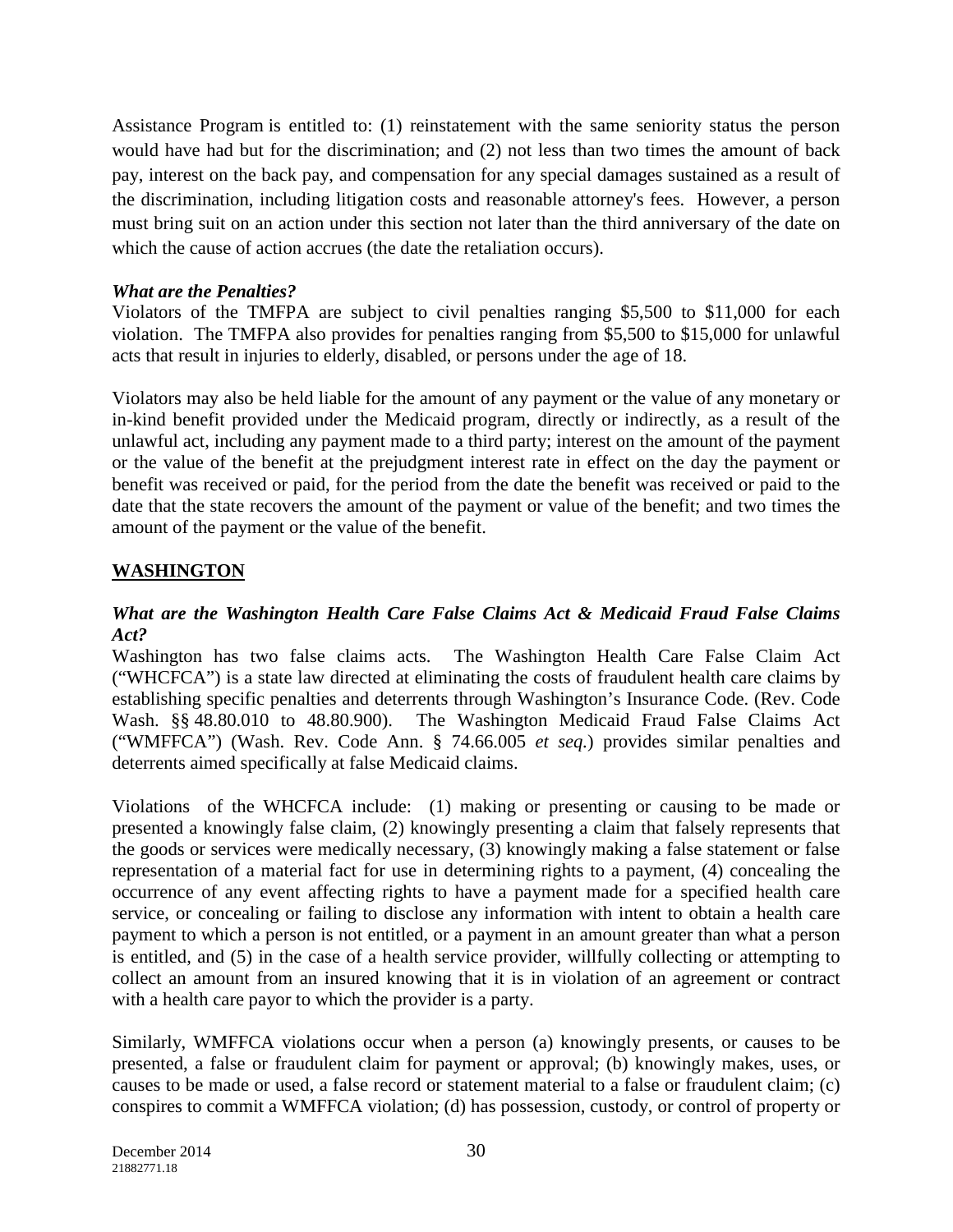Assistance Program is entitled to: (1) reinstatement with the same seniority status the person would have had but for the discrimination; and (2) not less than two times the amount of back pay, interest on the back pay, and compensation for any special damages sustained as a result of the discrimination, including litigation costs and reasonable attorney's fees. However, a person must bring suit on an action under this section not later than the third anniversary of the date on which the cause of action accrues (the date the retaliation occurs).

***What are the Penalties?***

Violators of the TMFPA are subject to civil penalties ranging $5,500 to $11,000 for each violation. The TMFPA also provides for penalties ranging from $5,500 to $15,000 for unlawful acts that result in injuries to elderly, disabled, or persons under the age of 18.

Violators may also be held liable for the amount of any payment or the value of any monetary or in-kind benefit provided under the Medicaid program, directly or indirectly, as a result of the unlawful act, including any payment made to a third party; interest on the amount of the payment or the value of the benefit at the prejudgment interest rate in effect on the day the payment or benefit was received or paid, for the period from the date the benefit was received or paid to the date that the state recovers the amount of the payment or value of the benefit; and two times the amount of the payment or the value of the benefit.

## WASHINGTON

***What are the Washington Health Care False Claims Act & Medicaid Fraud False Claims Act?***

Washington has two false claims acts. The Washington Health Care False Claim Act ("WHCFCA") is a state law directed at eliminating the costs of fraudulent health care claims by establishing specific penalties and deterrents through Washington's Insurance Code. (Rev. Code Wash. §§ 48.80.010 to 48.80.900). The Washington Medicaid Fraud False Claims Act ("WMFFCA") (Wash. Rev. Code Ann. § 74.66.005 *et seq.*) provides similar penalties and deterrents aimed specifically at false Medicaid claims.

Violations of the WHCFCA include: (1) making or presenting or causing to be made or presented a knowingly false claim, (2) knowingly presenting a claim that falsely represents that the goods or services were medically necessary, (3) knowingly making a false statement or false representation of a material fact for use in determining rights to a payment, (4) concealing the occurrence of any event affecting rights to have a payment made for a specified health care service, or concealing or failing to disclose any information with intent to obtain a health care payment to which a person is not entitled, or a payment in an amount greater than what a person is entitled, and (5) in the case of a health service provider, willfully collecting or attempting to collect an amount from an insured knowing that it is in violation of an agreement or contract with a health care payor to which the provider is a party.

Similarly, WMFFCA violations occur when a person (a) knowingly presents, or causes to be presented, a false or fraudulent claim for payment or approval; (b) knowingly makes, uses, or causes to be made or used, a false record or statement material to a false or fraudulent claim; (c) conspires to commit a WMFFCA violation; (d) has possession, custody, or control of property or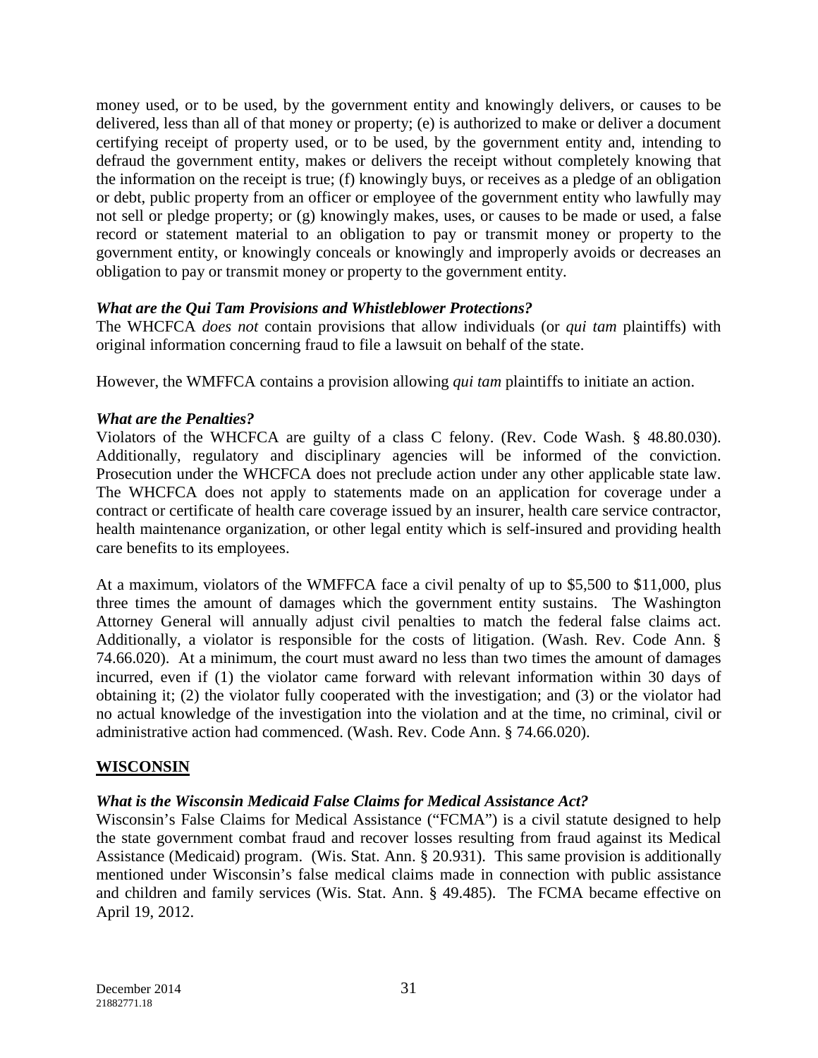money used, or to be used, by the government entity and knowingly delivers, or causes to be delivered, less than all of that money or property; (e) is authorized to make or deliver a document certifying receipt of property used, or to be used, by the government entity and, intending to defraud the government entity, makes or delivers the receipt without completely knowing that the information on the receipt is true; (f) knowingly buys, or receives as a pledge of an obligation or debt, public property from an officer or employee of the government entity who lawfully may not sell or pledge property; or (g) knowingly makes, uses, or causes to be made or used, a false record or statement material to an obligation to pay or transmit money or property to the government entity, or knowingly conceals or knowingly and improperly avoids or decreases an obligation to pay or transmit money or property to the government entity.

***What are the Qui Tam Provisions and Whistleblower Protections?***

The WHCFCA *does not* contain provisions that allow individuals (or *qui tam* plaintiffs) with original information concerning fraud to file a lawsuit on behalf of the state.

However, the WMFFCA contains a provision allowing *qui tam* plaintiffs to initiate an action.

***What are the Penalties?***

Violators of the WHCFCA are guilty of a class C felony. (Rev. Code Wash. § 48.80.030). Additionally, regulatory and disciplinary agencies will be informed of the conviction. Prosecution under the WHCFCA does not preclude action under any other applicable state law. The WHCFCA does not apply to statements made on an application for coverage under a contract or certificate of health care coverage issued by an insurer, health care service contractor, health maintenance organization, or other legal entity which is self-insured and providing health care benefits to its employees.

At a maximum, violators of the WMFFCA face a civil penalty of up to \$5,500 to \$11,000, plus three times the amount of damages which the government entity sustains. The Washington Attorney General will annually adjust civil penalties to match the federal false claims act. Additionally, a violator is responsible for the costs of litigation. (Wash. Rev. Code Ann. § 74.66.020). At a minimum, the court must award no less than two times the amount of damages incurred, even if (1) the violator came forward with relevant information within 30 days of obtaining it; (2) the violator fully cooperated with the investigation; and (3) or the violator had no actual knowledge of the investigation into the violation and at the time, no criminal, civil or administrative action had commenced. (Wash. Rev. Code Ann. § 74.66.020).

## **WISCONSIN**

***What is the Wisconsin Medicaid False Claims for Medical Assistance Act?***

Wisconsin's False Claims for Medical Assistance ("FCMA") is a civil statute designed to help the state government combat fraud and recover losses resulting from fraud against its Medical Assistance (Medicaid) program. (Wis. Stat. Ann. § 20.931). This same provision is additionally mentioned under Wisconsin's false medical claims made in connection with public assistance and children and family services (Wis. Stat. Ann. § 49.485). The FCMA became effective on April 19, 2012.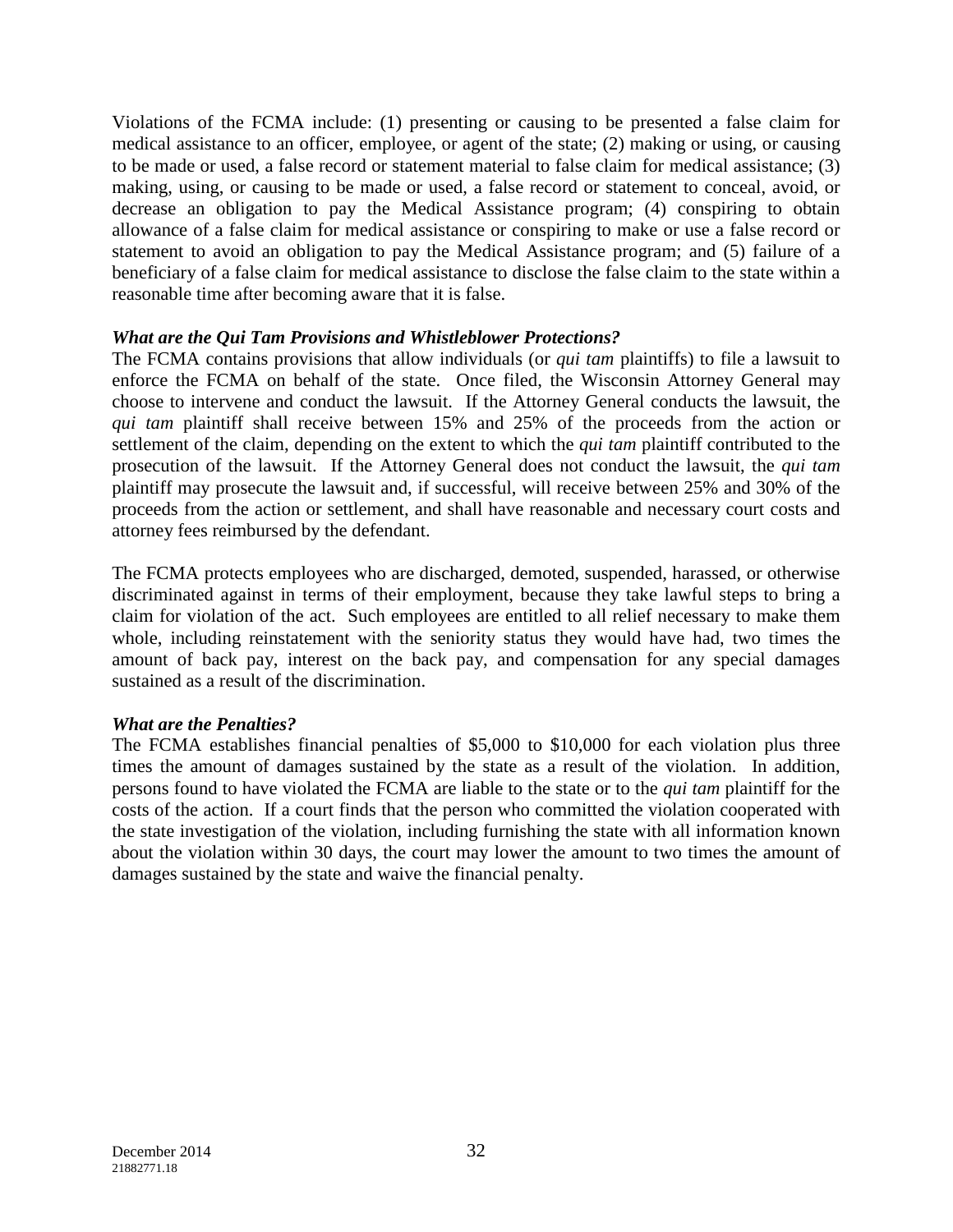Violations of the FCMA include: (1) presenting or causing to be presented a false claim for medical assistance to an officer, employee, or agent of the state; (2) making or using, or causing to be made or used, a false record or statement material to false claim for medical assistance; (3) making, using, or causing to be made or used, a false record or statement to conceal, avoid, or decrease an obligation to pay the Medical Assistance program; (4) conspiring to obtain allowance of a false claim for medical assistance or conspiring to make or use a false record or statement to avoid an obligation to pay the Medical Assistance program; and (5) failure of a beneficiary of a false claim for medical assistance to disclose the false claim to the state within a reasonable time after becoming aware that it is false.

***What are the Qui Tam Provisions and Whistleblower Protections?***

The FCMA contains provisions that allow individuals (or *qui tam* plaintiffs) to file a lawsuit to enforce the FCMA on behalf of the state. Once filed, the Wisconsin Attorney General may choose to intervene and conduct the lawsuit. If the Attorney General conducts the lawsuit, the *qui tam* plaintiff shall receive between 15% and 25% of the proceeds from the action or settlement of the claim, depending on the extent to which the *qui tam* plaintiff contributed to the prosecution of the lawsuit. If the Attorney General does not conduct the lawsuit, the *qui tam* plaintiff may prosecute the lawsuit and, if successful, will receive between 25% and 30% of the proceeds from the action or settlement, and shall have reasonable and necessary court costs and attorney fees reimbursed by the defendant.

The FCMA protects employees who are discharged, demoted, suspended, harassed, or otherwise discriminated against in terms of their employment, because they take lawful steps to bring a claim for violation of the act. Such employees are entitled to all relief necessary to make them whole, including reinstatement with the seniority status they would have had, two times the amount of back pay, interest on the back pay, and compensation for any special damages sustained as a result of the discrimination.

***What are the Penalties?***

The FCMA establishes financial penalties of $5,000 to $10,000 for each violation plus three times the amount of damages sustained by the state as a result of the violation. In addition, persons found to have violated the FCMA are liable to the state or to the *qui tam* plaintiff for the costs of the action. If a court finds that the person who committed the violation cooperated with the state investigation of the violation, including furnishing the state with all information known about the violation within 30 days, the court may lower the amount to two times the amount of damages sustained by the state and waive the financial penalty.